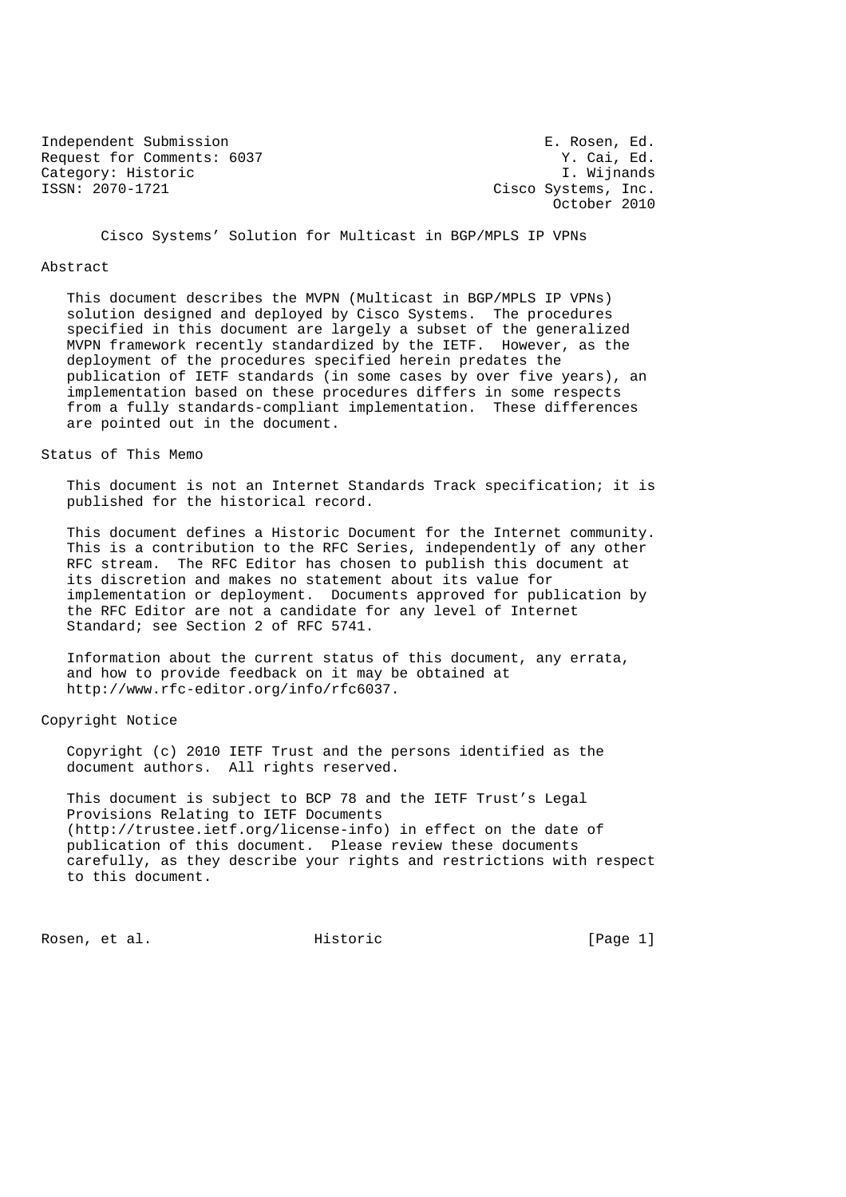Independent Submission — E. Rosen, Ed.
Request for Comments: 6037 — Y. Cai, Ed.
Category: Historic — I. Wijnands
ISSN: 2070-1721 — Cisco Systems, Inc.
October 2010

# Cisco Systems' Solution for Multicast in BGP/MPLS IP VPNs

## Abstract

This document describes the MVPN (Multicast in BGP/MPLS IP VPNs) solution designed and deployed by Cisco Systems. The procedures specified in this document are largely a subset of the generalized MVPN framework recently standardized by the IETF. However, as the deployment of the procedures specified herein predates the publication of IETF standards (in some cases by over five years), an implementation based on these procedures differs in some respects from a fully standards-compliant implementation. These differences are pointed out in the document.

## Status of This Memo

This document is not an Internet Standards Track specification; it is published for the historical record.

This document defines a Historic Document for the Internet community. This is a contribution to the RFC Series, independently of any other RFC stream. The RFC Editor has chosen to publish this document at its discretion and makes no statement about its value for implementation or deployment. Documents approved for publication by the RFC Editor are not a candidate for any level of Internet Standard; see Section 2 of RFC 5741.

Information about the current status of this document, any errata, and how to provide feedback on it may be obtained at http://www.rfc-editor.org/info/rfc6037.

## Copyright Notice

Copyright (c) 2010 IETF Trust and the persons identified as the document authors. All rights reserved.

This document is subject to BCP 78 and the IETF Trust's Legal Provisions Relating to IETF Documents (http://trustee.ietf.org/license-info) in effect on the date of publication of this document. Please review these documents carefully, as they describe your rights and restrictions with respect to this document.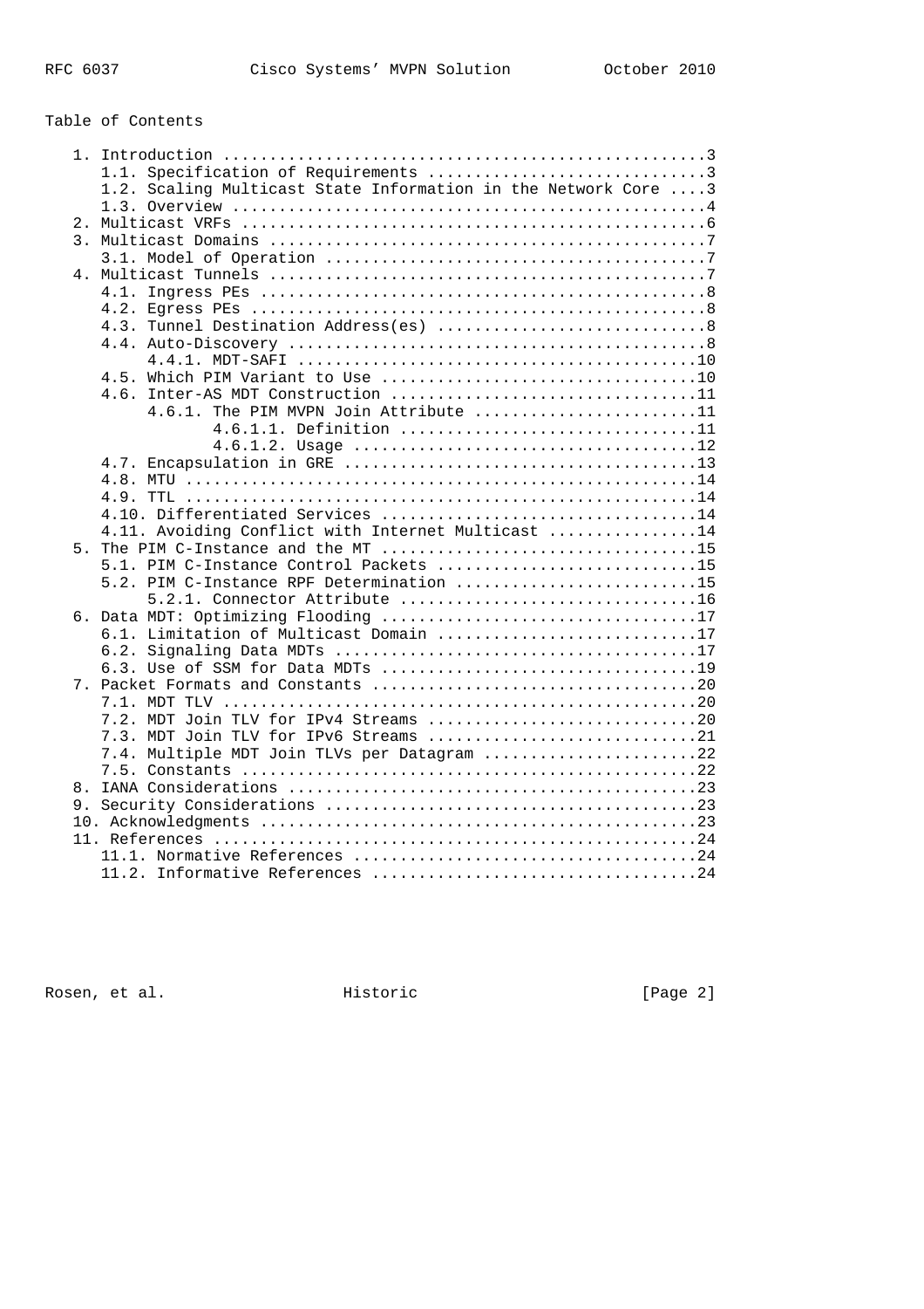Table of Contents

```
   1. Introduction ....................................................3
      1.1. Specification of Requirements ..............................3
      1.2. Scaling Multicast State Information in the Network Core ....3
      1.3. Overview ...................................................4
   2. Multicast VRFs ..................................................6
   3. Multicast Domains ...............................................7
      3.1. Model of Operation .........................................7
   4. Multicast Tunnels ...............................................7
      4.1. Ingress PEs ................................................8
      4.2. Egress PEs .................................................8
      4.3. Tunnel Destination Address(es) .............................8
      4.4. Auto-Discovery .............................................8
           4.4.1. MDT-SAFI ...........................................10
      4.5. Which PIM Variant to Use ..................................10
      4.6. Inter-AS MDT Construction .................................11
           4.6.1. The PIM MVPN Join Attribute ........................11
                  4.6.1.1. Definition ................................11
                  4.6.1.2. Usage .....................................12
      4.7. Encapsulation in GRE ......................................13
      4.8. MTU .......................................................14
      4.9. TTL .......................................................14
      4.10. Differentiated Services ..................................14
      4.11. Avoiding Conflict with Internet Multicast ................14
   5. The PIM C-Instance and the MT ..................................15
      5.1. PIM C-Instance Control Packets ............................15
      5.2. PIM C-Instance RPF Determination ..........................15
           5.2.1. Connector Attribute ................................16
   6. Data MDT: Optimizing Flooding ..................................17
      6.1. Limitation of Multicast Domain ............................17
      6.2. Signaling Data MDTs .......................................17
      6.3. Use of SSM for Data MDTs ..................................19
   7. Packet Formats and Constants ...................................20
      7.1. MDT TLV ...................................................20
      7.2. MDT Join TLV for IPv4 Streams .............................20
      7.3. MDT Join TLV for IPv6 Streams .............................21
      7.4. Multiple MDT Join TLVs per Datagram .......................22
      7.5. Constants .................................................22
   8. IANA Considerations ............................................23
   9. Security Considerations ........................................23
   10. Acknowledgments ...............................................23
   11. References ....................................................24
      11.1. Normative References .....................................24
      11.2. Informative References ...................................24
```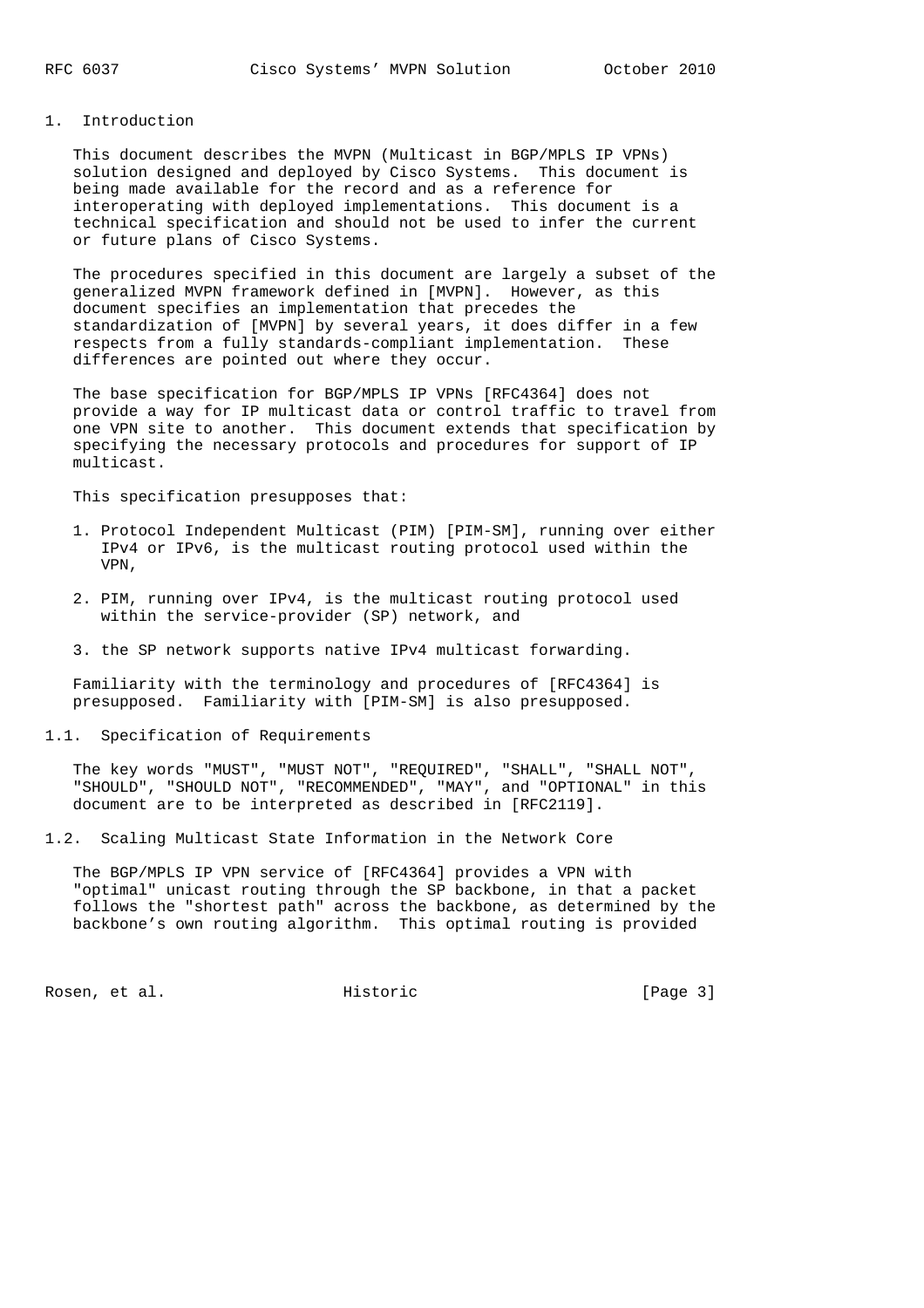# 1. Introduction

This document describes the MVPN (Multicast in BGP/MPLS IP VPNs) solution designed and deployed by Cisco Systems. This document is being made available for the record and as a reference for interoperating with deployed implementations. This document is a technical specification and should not be used to infer the current or future plans of Cisco Systems.

The procedures specified in this document are largely a subset of the generalized MVPN framework defined in [MVPN]. However, as this document specifies an implementation that precedes the standardization of [MVPN] by several years, it does differ in a few respects from a fully standards-compliant implementation. These differences are pointed out where they occur.

The base specification for BGP/MPLS IP VPNs [RFC4364] does not provide a way for IP multicast data or control traffic to travel from one VPN site to another. This document extends that specification by specifying the necessary protocols and procedures for support of IP multicast.

This specification presupposes that:

1. Protocol Independent Multicast (PIM) [PIM-SM], running over either IPv4 or IPv6, is the multicast routing protocol used within the VPN,
2. PIM, running over IPv4, is the multicast routing protocol used within the service-provider (SP) network, and
3. the SP network supports native IPv4 multicast forwarding.

Familiarity with the terminology and procedures of [RFC4364] is presupposed. Familiarity with [PIM-SM] is also presupposed.

## 1.1. Specification of Requirements

The key words "MUST", "MUST NOT", "REQUIRED", "SHALL", "SHALL NOT", "SHOULD", "SHOULD NOT", "RECOMMENDED", "MAY", and "OPTIONAL" in this document are to be interpreted as described in [RFC2119].

## 1.2. Scaling Multicast State Information in the Network Core

The BGP/MPLS IP VPN service of [RFC4364] provides a VPN with "optimal" unicast routing through the SP backbone, in that a packet follows the "shortest path" across the backbone, as determined by the backbone's own routing algorithm. This optimal routing is provided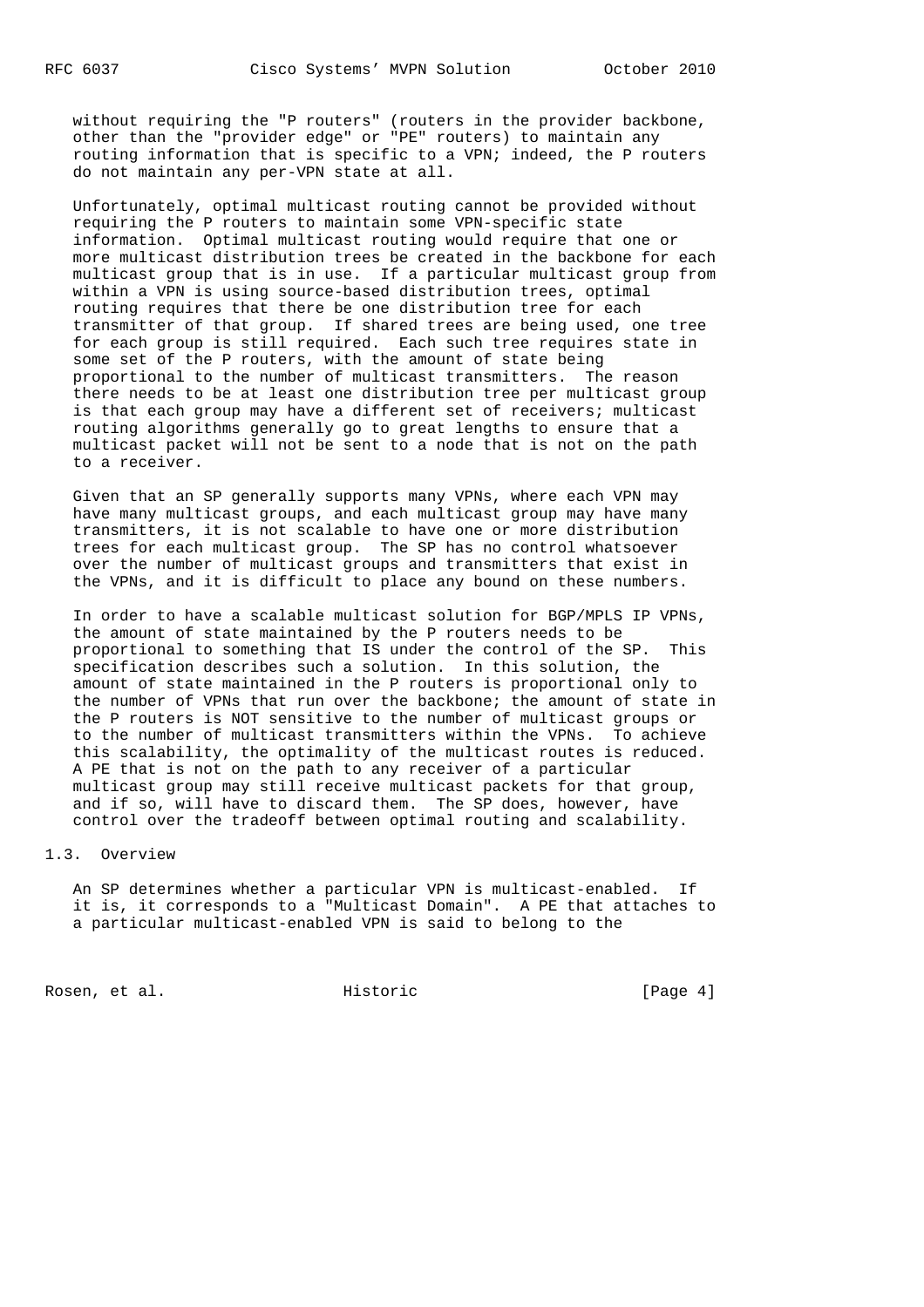without requiring the "P routers" (routers in the provider backbone, other than the "provider edge" or "PE" routers) to maintain any routing information that is specific to a VPN; indeed, the P routers do not maintain any per-VPN state at all.

Unfortunately, optimal multicast routing cannot be provided without requiring the P routers to maintain some VPN-specific state information. Optimal multicast routing would require that one or more multicast distribution trees be created in the backbone for each multicast group that is in use. If a particular multicast group from within a VPN is using source-based distribution trees, optimal routing requires that there be one distribution tree for each transmitter of that group. If shared trees are being used, one tree for each group is still required. Each such tree requires state in some set of the P routers, with the amount of state being proportional to the number of multicast transmitters. The reason there needs to be at least one distribution tree per multicast group is that each group may have a different set of receivers; multicast routing algorithms generally go to great lengths to ensure that a multicast packet will not be sent to a node that is not on the path to a receiver.

Given that an SP generally supports many VPNs, where each VPN may have many multicast groups, and each multicast group may have many transmitters, it is not scalable to have one or more distribution trees for each multicast group. The SP has no control whatsoever over the number of multicast groups and transmitters that exist in the VPNs, and it is difficult to place any bound on these numbers.

In order to have a scalable multicast solution for BGP/MPLS IP VPNs, the amount of state maintained by the P routers needs to be proportional to something that IS under the control of the SP. This specification describes such a solution. In this solution, the amount of state maintained in the P routers is proportional only to the number of VPNs that run over the backbone; the amount of state in the P routers is NOT sensitive to the number of multicast groups or to the number of multicast transmitters within the VPNs. To achieve this scalability, the optimality of the multicast routes is reduced. A PE that is not on the path to any receiver of a particular multicast group may still receive multicast packets for that group, and if so, will have to discard them. The SP does, however, have control over the tradeoff between optimal routing and scalability.

## 1.3. Overview

An SP determines whether a particular VPN is multicast-enabled. If it is, it corresponds to a "Multicast Domain". A PE that attaches to a particular multicast-enabled VPN is said to belong to the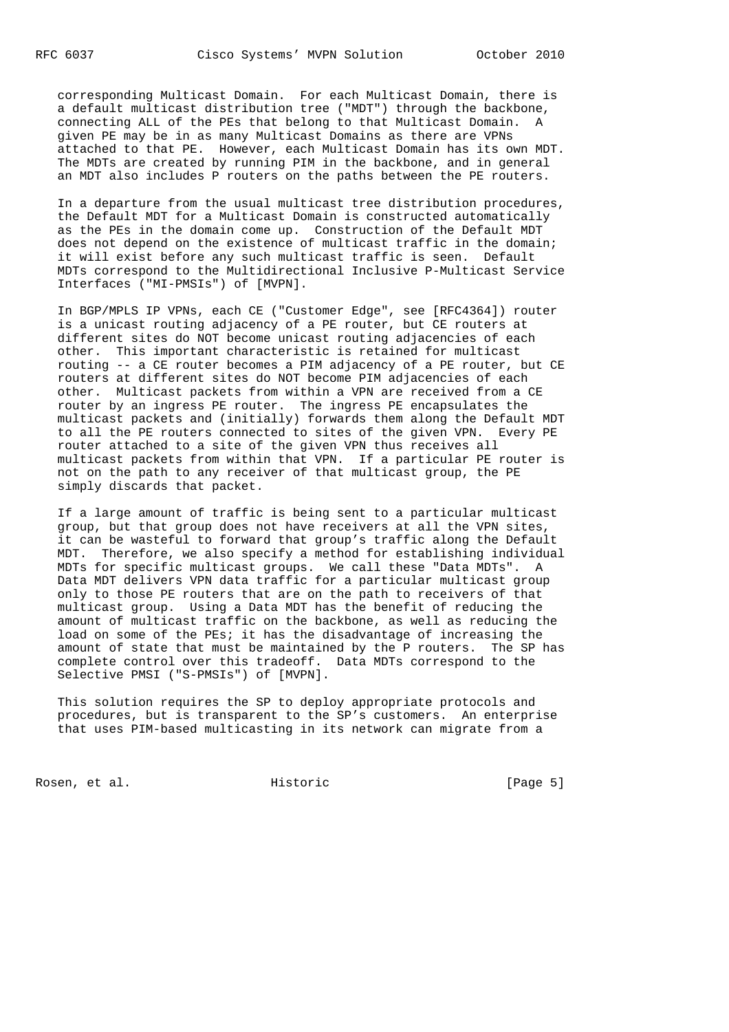corresponding Multicast Domain. For each Multicast Domain, there is a default multicast distribution tree ("MDT") through the backbone, connecting ALL of the PEs that belong to that Multicast Domain. A given PE may be in as many Multicast Domains as there are VPNs attached to that PE. However, each Multicast Domain has its own MDT. The MDTs are created by running PIM in the backbone, and in general an MDT also includes P routers on the paths between the PE routers.

In a departure from the usual multicast tree distribution procedures, the Default MDT for a Multicast Domain is constructed automatically as the PEs in the domain come up. Construction of the Default MDT does not depend on the existence of multicast traffic in the domain; it will exist before any such multicast traffic is seen. Default MDTs correspond to the Multidirectional Inclusive P-Multicast Service Interfaces ("MI-PMSIs") of [MVPN].

In BGP/MPLS IP VPNs, each CE ("Customer Edge", see [RFC4364]) router is a unicast routing adjacency of a PE router, but CE routers at different sites do NOT become unicast routing adjacencies of each other. This important characteristic is retained for multicast routing -- a CE router becomes a PIM adjacency of a PE router, but CE routers at different sites do NOT become PIM adjacencies of each other. Multicast packets from within a VPN are received from a CE router by an ingress PE router. The ingress PE encapsulates the multicast packets and (initially) forwards them along the Default MDT to all the PE routers connected to sites of the given VPN. Every PE router attached to a site of the given VPN thus receives all multicast packets from within that VPN. If a particular PE router is not on the path to any receiver of that multicast group, the PE simply discards that packet.

If a large amount of traffic is being sent to a particular multicast group, but that group does not have receivers at all the VPN sites, it can be wasteful to forward that group's traffic along the Default MDT. Therefore, we also specify a method for establishing individual MDTs for specific multicast groups. We call these "Data MDTs". A Data MDT delivers VPN data traffic for a particular multicast group only to those PE routers that are on the path to receivers of that multicast group. Using a Data MDT has the benefit of reducing the amount of multicast traffic on the backbone, as well as reducing the load on some of the PEs; it has the disadvantage of increasing the amount of state that must be maintained by the P routers. The SP has complete control over this tradeoff. Data MDTs correspond to the Selective PMSI ("S-PMSIs") of [MVPN].

This solution requires the SP to deploy appropriate protocols and procedures, but is transparent to the SP's customers. An enterprise that uses PIM-based multicasting in its network can migrate from a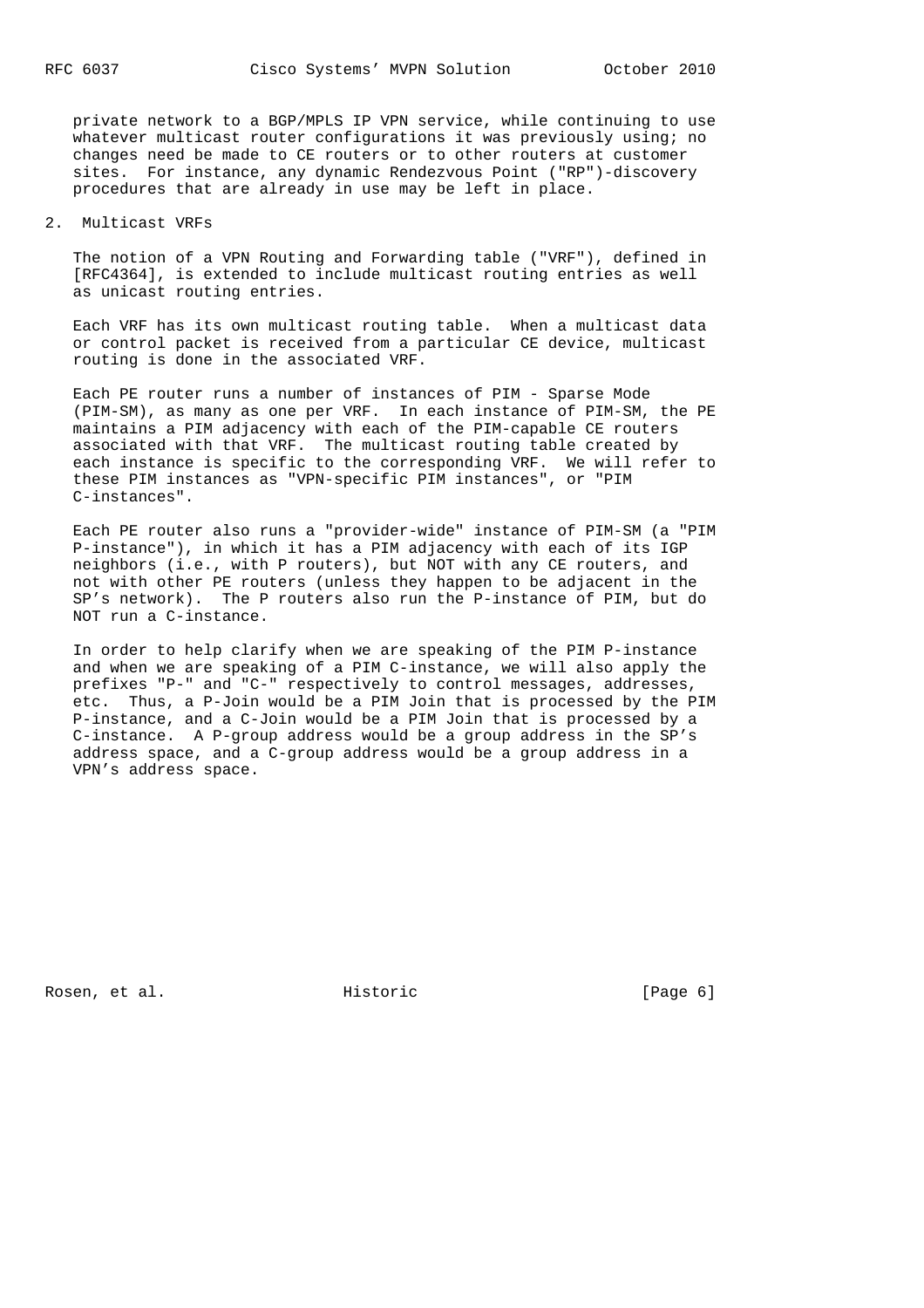private network to a BGP/MPLS IP VPN service, while continuing to use whatever multicast router configurations it was previously using; no changes need be made to CE routers or to other routers at customer sites. For instance, any dynamic Rendezvous Point ("RP")-discovery procedures that are already in use may be left in place.

## 2. Multicast VRFs

The notion of a VPN Routing and Forwarding table ("VRF"), defined in [RFC4364], is extended to include multicast routing entries as well as unicast routing entries.

Each VRF has its own multicast routing table. When a multicast data or control packet is received from a particular CE device, multicast routing is done in the associated VRF.

Each PE router runs a number of instances of PIM - Sparse Mode (PIM-SM), as many as one per VRF. In each instance of PIM-SM, the PE maintains a PIM adjacency with each of the PIM-capable CE routers associated with that VRF. The multicast routing table created by each instance is specific to the corresponding VRF. We will refer to these PIM instances as "VPN-specific PIM instances", or "PIM C-instances".

Each PE router also runs a "provider-wide" instance of PIM-SM (a "PIM P-instance"), in which it has a PIM adjacency with each of its IGP neighbors (i.e., with P routers), but NOT with any CE routers, and not with other PE routers (unless they happen to be adjacent in the SP's network). The P routers also run the P-instance of PIM, but do NOT run a C-instance.

In order to help clarify when we are speaking of the PIM P-instance and when we are speaking of a PIM C-instance, we will also apply the prefixes "P-" and "C-" respectively to control messages, addresses, etc. Thus, a P-Join would be a PIM Join that is processed by the PIM P-instance, and a C-Join would be a PIM Join that is processed by a C-instance. A P-group address would be a group address in the SP's address space, and a C-group address would be a group address in a VPN's address space.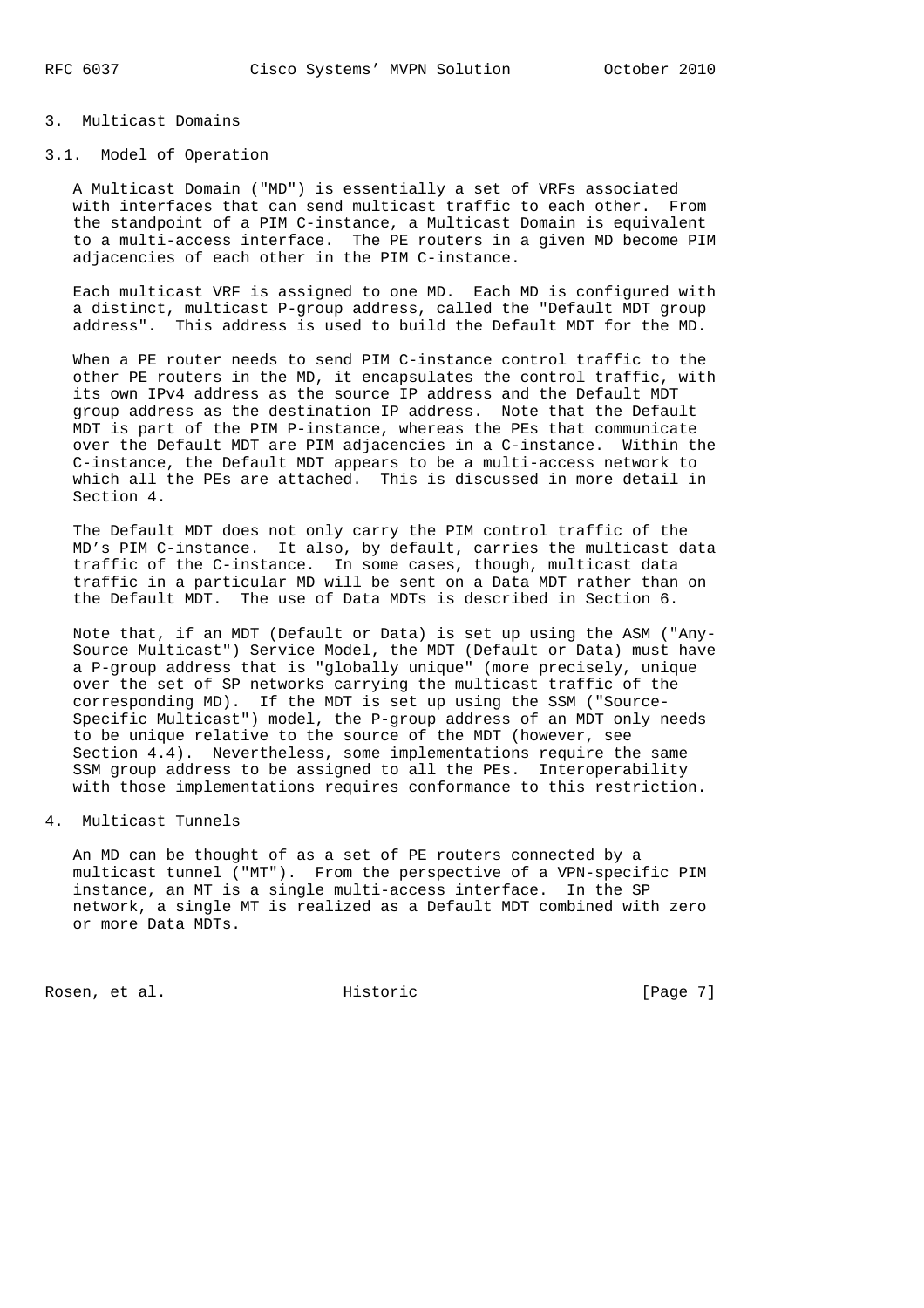## 3. Multicast Domains

### 3.1. Model of Operation

A Multicast Domain ("MD") is essentially a set of VRFs associated with interfaces that can send multicast traffic to each other. From the standpoint of a PIM C-instance, a Multicast Domain is equivalent to a multi-access interface. The PE routers in a given MD become PIM adjacencies of each other in the PIM C-instance.

Each multicast VRF is assigned to one MD. Each MD is configured with a distinct, multicast P-group address, called the "Default MDT group address". This address is used to build the Default MDT for the MD.

When a PE router needs to send PIM C-instance control traffic to the other PE routers in the MD, it encapsulates the control traffic, with its own IPv4 address as the source IP address and the Default MDT group address as the destination IP address. Note that the Default MDT is part of the PIM P-instance, whereas the PEs that communicate over the Default MDT are PIM adjacencies in a C-instance. Within the C-instance, the Default MDT appears to be a multi-access network to which all the PEs are attached. This is discussed in more detail in Section 4.

The Default MDT does not only carry the PIM control traffic of the MD's PIM C-instance. It also, by default, carries the multicast data traffic of the C-instance. In some cases, though, multicast data traffic in a particular MD will be sent on a Data MDT rather than on the Default MDT. The use of Data MDTs is described in Section 6.

Note that, if an MDT (Default or Data) is set up using the ASM ("Any-Source Multicast") Service Model, the MDT (Default or Data) must have a P-group address that is "globally unique" (more precisely, unique over the set of SP networks carrying the multicast traffic of the corresponding MD). If the MDT is set up using the SSM ("Source-Specific Multicast") model, the P-group address of an MDT only needs to be unique relative to the source of the MDT (however, see Section 4.4). Nevertheless, some implementations require the same SSM group address to be assigned to all the PEs. Interoperability with those implementations requires conformance to this restriction.

## 4. Multicast Tunnels

An MD can be thought of as a set of PE routers connected by a multicast tunnel ("MT"). From the perspective of a VPN-specific PIM instance, an MT is a single multi-access interface. In the SP network, a single MT is realized as a Default MDT combined with zero or more Data MDTs.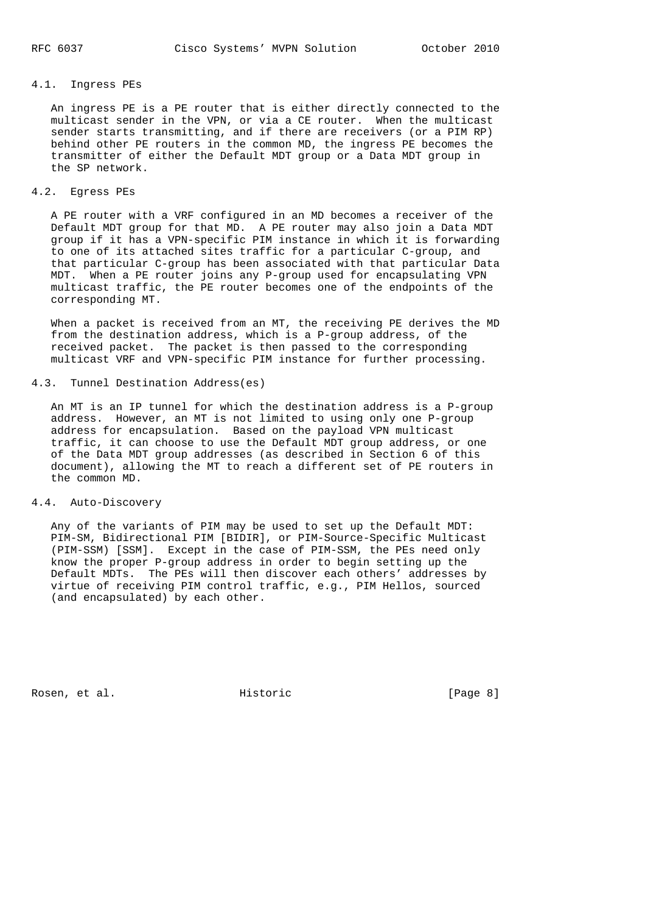### 4.1. Ingress PEs

An ingress PE is a PE router that is either directly connected to the multicast sender in the VPN, or via a CE router. When the multicast sender starts transmitting, and if there are receivers (or a PIM RP) behind other PE routers in the common MD, the ingress PE becomes the transmitter of either the Default MDT group or a Data MDT group in the SP network.

### 4.2. Egress PEs

A PE router with a VRF configured in an MD becomes a receiver of the Default MDT group for that MD. A PE router may also join a Data MDT group if it has a VPN-specific PIM instance in which it is forwarding to one of its attached sites traffic for a particular C-group, and that particular C-group has been associated with that particular Data MDT. When a PE router joins any P-group used for encapsulating VPN multicast traffic, the PE router becomes one of the endpoints of the corresponding MT.

When a packet is received from an MT, the receiving PE derives the MD from the destination address, which is a P-group address, of the received packet. The packet is then passed to the corresponding multicast VRF and VPN-specific PIM instance for further processing.

### 4.3. Tunnel Destination Address(es)

An MT is an IP tunnel for which the destination address is a P-group address. However, an MT is not limited to using only one P-group address for encapsulation. Based on the payload VPN multicast traffic, it can choose to use the Default MDT group address, or one of the Data MDT group addresses (as described in Section 6 of this document), allowing the MT to reach a different set of PE routers in the common MD.

### 4.4. Auto-Discovery

Any of the variants of PIM may be used to set up the Default MDT: PIM-SM, Bidirectional PIM [BIDIR], or PIM-Source-Specific Multicast (PIM-SSM) [SSM]. Except in the case of PIM-SSM, the PEs need only know the proper P-group address in order to begin setting up the Default MDTs. The PEs will then discover each others' addresses by virtue of receiving PIM control traffic, e.g., PIM Hellos, sourced (and encapsulated) by each other.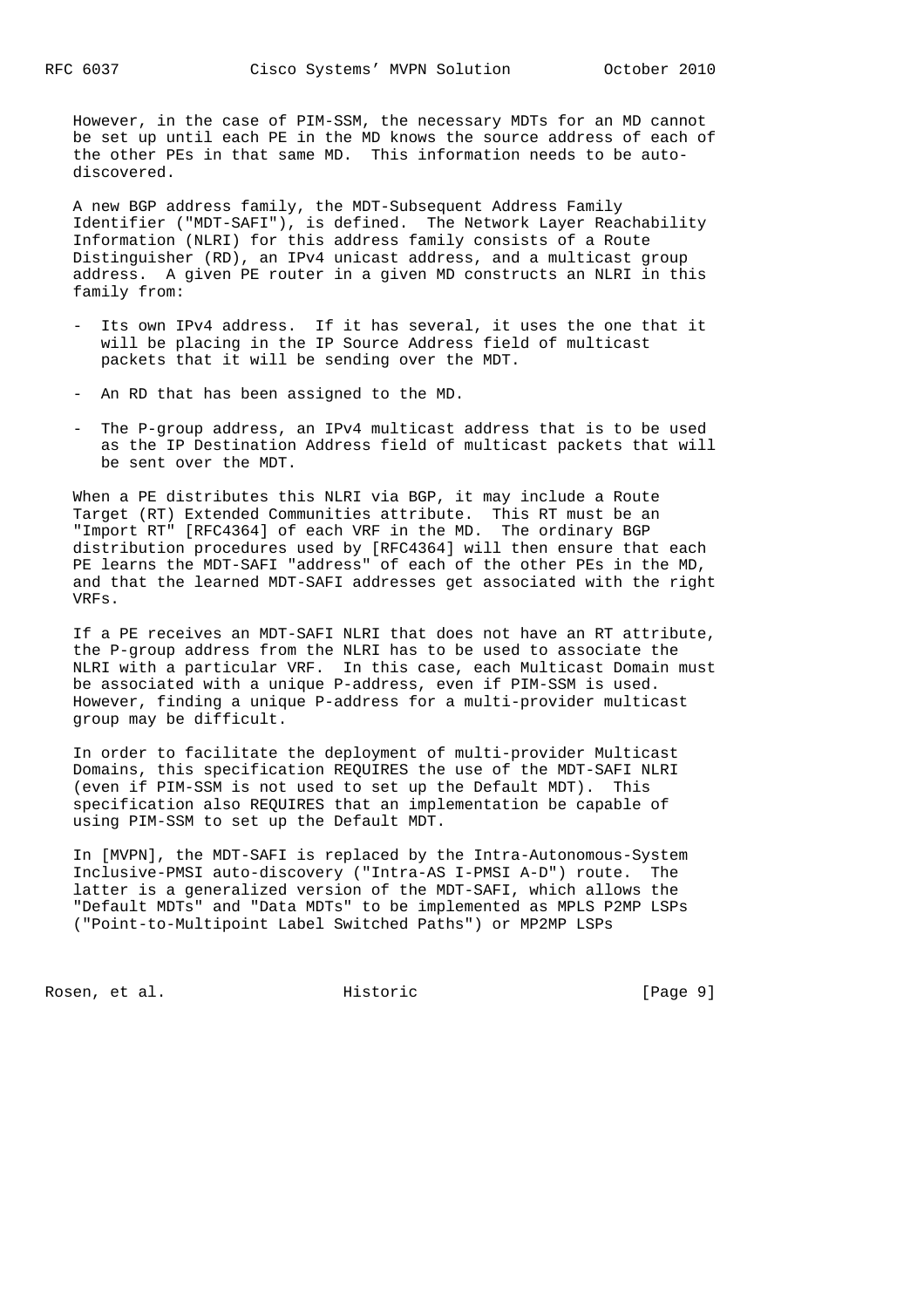However, in the case of PIM-SSM, the necessary MDTs for an MD cannot be set up until each PE in the MD knows the source address of each of the other PEs in that same MD. This information needs to be auto-discovered.

A new BGP address family, the MDT-Subsequent Address Family Identifier ("MDT-SAFI"), is defined. The Network Layer Reachability Information (NLRI) for this address family consists of a Route Distinguisher (RD), an IPv4 unicast address, and a multicast group address. A given PE router in a given MD constructs an NLRI in this family from:

- Its own IPv4 address. If it has several, it uses the one that it will be placing in the IP Source Address field of multicast packets that it will be sending over the MDT.
- An RD that has been assigned to the MD.
- The P-group address, an IPv4 multicast address that is to be used as the IP Destination Address field of multicast packets that will be sent over the MDT.

When a PE distributes this NLRI via BGP, it may include a Route Target (RT) Extended Communities attribute. This RT must be an "Import RT" [RFC4364] of each VRF in the MD. The ordinary BGP distribution procedures used by [RFC4364] will then ensure that each PE learns the MDT-SAFI "address" of each of the other PEs in the MD, and that the learned MDT-SAFI addresses get associated with the right VRFs.

If a PE receives an MDT-SAFI NLRI that does not have an RT attribute, the P-group address from the NLRI has to be used to associate the NLRI with a particular VRF. In this case, each Multicast Domain must be associated with a unique P-address, even if PIM-SSM is used. However, finding a unique P-address for a multi-provider multicast group may be difficult.

In order to facilitate the deployment of multi-provider Multicast Domains, this specification REQUIRES the use of the MDT-SAFI NLRI (even if PIM-SSM is not used to set up the Default MDT). This specification also REQUIRES that an implementation be capable of using PIM-SSM to set up the Default MDT.

In [MVPN], the MDT-SAFI is replaced by the Intra-Autonomous-System Inclusive-PMSI auto-discovery ("Intra-AS I-PMSI A-D") route. The latter is a generalized version of the MDT-SAFI, which allows the "Default MDTs" and "Data MDTs" to be implemented as MPLS P2MP LSPs ("Point-to-Multipoint Label Switched Paths") or MP2MP LSPs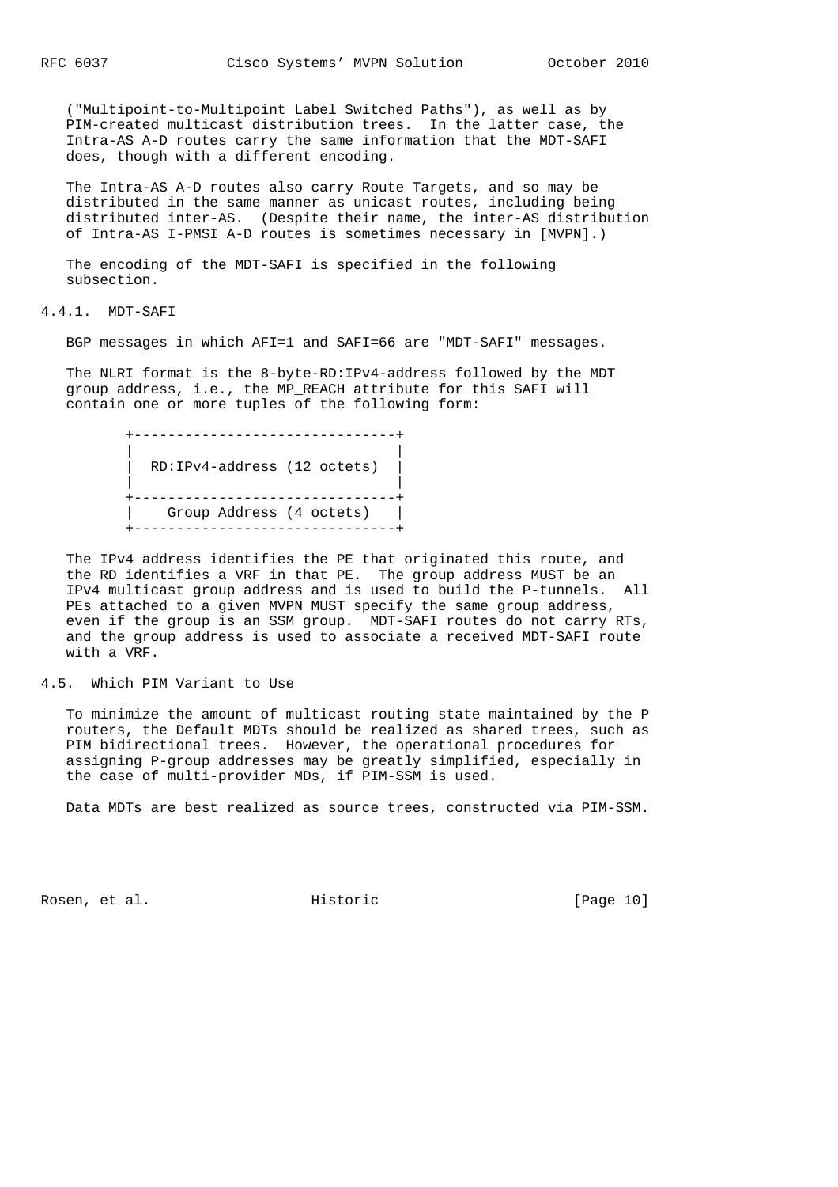("Multipoint-to-Multipoint Label Switched Paths"), as well as by PIM-created multicast distribution trees. In the latter case, the Intra-AS A-D routes carry the same information that the MDT-SAFI does, though with a different encoding.

The Intra-AS A-D routes also carry Route Targets, and so may be distributed in the same manner as unicast routes, including being distributed inter-AS. (Despite their name, the inter-AS distribution of Intra-AS I-PMSI A-D routes is sometimes necessary in [MVPN].)

The encoding of the MDT-SAFI is specified in the following subsection.

### 4.4.1. MDT-SAFI

BGP messages in which AFI=1 and SAFI=66 are "MDT-SAFI" messages.

The NLRI format is the 8-byte-RD:IPv4-address followed by the MDT group address, i.e., the MP_REACH attribute for this SAFI will contain one or more tuples of the following form:

```
+-------------------------------+
|                               |
|  RD:IPv4-address (12 octets)  |
|                               |
+-------------------------------+
|    Group Address (4 octets)   |
+-------------------------------+
```

The IPv4 address identifies the PE that originated this route, and the RD identifies a VRF in that PE. The group address MUST be an IPv4 multicast group address and is used to build the P-tunnels. All PEs attached to a given MVPN MUST specify the same group address, even if the group is an SSM group. MDT-SAFI routes do not carry RTs, and the group address is used to associate a received MDT-SAFI route with a VRF.

## 4.5. Which PIM Variant to Use

To minimize the amount of multicast routing state maintained by the P routers, the Default MDTs should be realized as shared trees, such as PIM bidirectional trees. However, the operational procedures for assigning P-group addresses may be greatly simplified, especially in the case of multi-provider MDs, if PIM-SSM is used.

Data MDTs are best realized as source trees, constructed via PIM-SSM.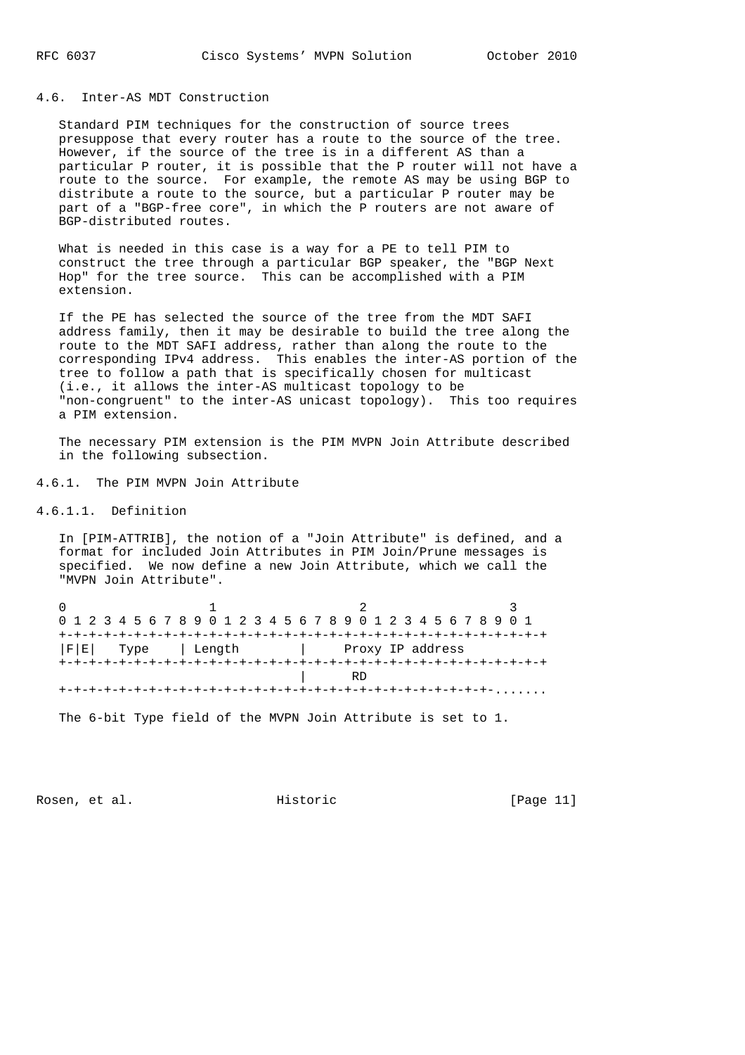## 4.6. Inter-AS MDT Construction

Standard PIM techniques for the construction of source trees presuppose that every router has a route to the source of the tree. However, if the source of the tree is in a different AS than a particular P router, it is possible that the P router will not have a route to the source. For example, the remote AS may be using BGP to distribute a route to the source, but a particular P router may be part of a "BGP-free core", in which the P routers are not aware of BGP-distributed routes.

What is needed in this case is a way for a PE to tell PIM to construct the tree through a particular BGP speaker, the "BGP Next Hop" for the tree source. This can be accomplished with a PIM extension.

If the PE has selected the source of the tree from the MDT SAFI address family, then it may be desirable to build the tree along the route to the MDT SAFI address, rather than along the route to the corresponding IPv4 address. This enables the inter-AS portion of the tree to follow a path that is specifically chosen for multicast (i.e., it allows the inter-AS multicast topology to be "non-congruent" to the inter-AS unicast topology). This too requires a PIM extension.

The necessary PIM extension is the PIM MVPN Join Attribute described in the following subsection.

### 4.6.1. The PIM MVPN Join Attribute

#### 4.6.1.1. Definition

In [PIM-ATTRIB], the notion of a "Join Attribute" is defined, and a format for included Join Attributes in PIM Join/Prune messages is specified. We now define a new Join Attribute, which we call the "MVPN Join Attribute".

```
 0                   1                   2                   3
 0 1 2 3 4 5 6 7 8 9 0 1 2 3 4 5 6 7 8 9 0 1 2 3 4 5 6 7 8 9 0 1
+-+-+-+-+-+-+-+-+-+-+-+-+-+-+-+-+-+-+-+-+-+-+-+-+-+-+-+-+-+-+-+-+
|F|E|   Type    | Length        |     Proxy IP address
+-+-+-+-+-+-+-+-+-+-+-+-+-+-+-+-+-+-+-+-+-+-+-+-+-+-+-+-+-+-+-+-+
                                |      RD
+-+-+-+-+-+-+-+-+-+-+-+-+-+-+-+-+-+-+-+-+-+-+-+-+-+-+-+-+-.......
```

The 6-bit Type field of the MVPN Join Attribute is set to 1.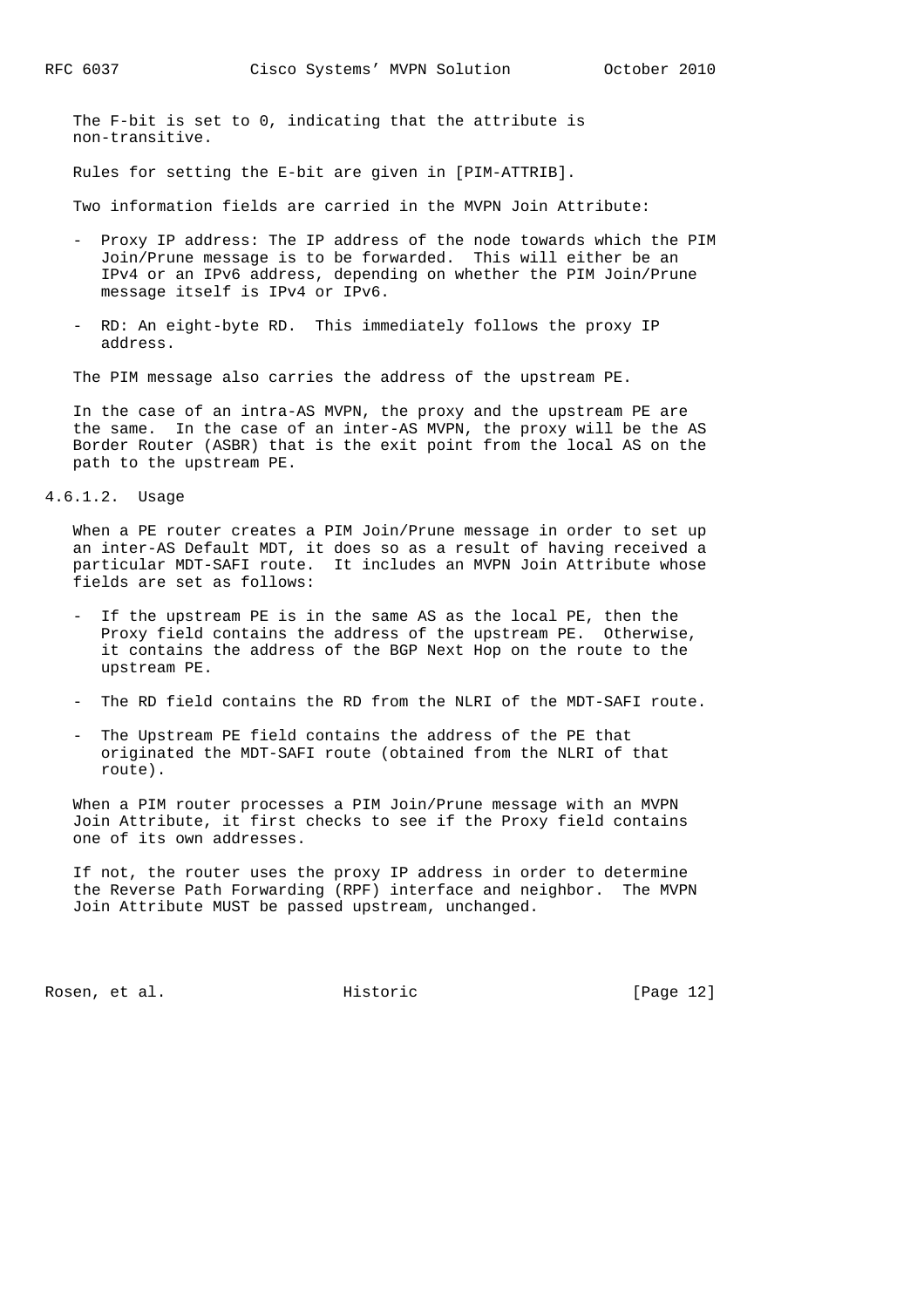The F-bit is set to 0, indicating that the attribute is non-transitive.

Rules for setting the E-bit are given in [PIM-ATTRIB].

Two information fields are carried in the MVPN Join Attribute:

- Proxy IP address: The IP address of the node towards which the PIM Join/Prune message is to be forwarded. This will either be an IPv4 or an IPv6 address, depending on whether the PIM Join/Prune message itself is IPv4 or IPv6.

- RD: An eight-byte RD. This immediately follows the proxy IP address.

The PIM message also carries the address of the upstream PE.

In the case of an intra-AS MVPN, the proxy and the upstream PE are the same. In the case of an inter-AS MVPN, the proxy will be the AS Border Router (ASBR) that is the exit point from the local AS on the path to the upstream PE.

#### 4.6.1.2. Usage

When a PE router creates a PIM Join/Prune message in order to set up an inter-AS Default MDT, it does so as a result of having received a particular MDT-SAFI route. It includes an MVPN Join Attribute whose fields are set as follows:

- If the upstream PE is in the same AS as the local PE, then the Proxy field contains the address of the upstream PE. Otherwise, it contains the address of the BGP Next Hop on the route to the upstream PE.

- The RD field contains the RD from the NLRI of the MDT-SAFI route.

- The Upstream PE field contains the address of the PE that originated the MDT-SAFI route (obtained from the NLRI of that route).

When a PIM router processes a PIM Join/Prune message with an MVPN Join Attribute, it first checks to see if the Proxy field contains one of its own addresses.

If not, the router uses the proxy IP address in order to determine the Reverse Path Forwarding (RPF) interface and neighbor. The MVPN Join Attribute MUST be passed upstream, unchanged.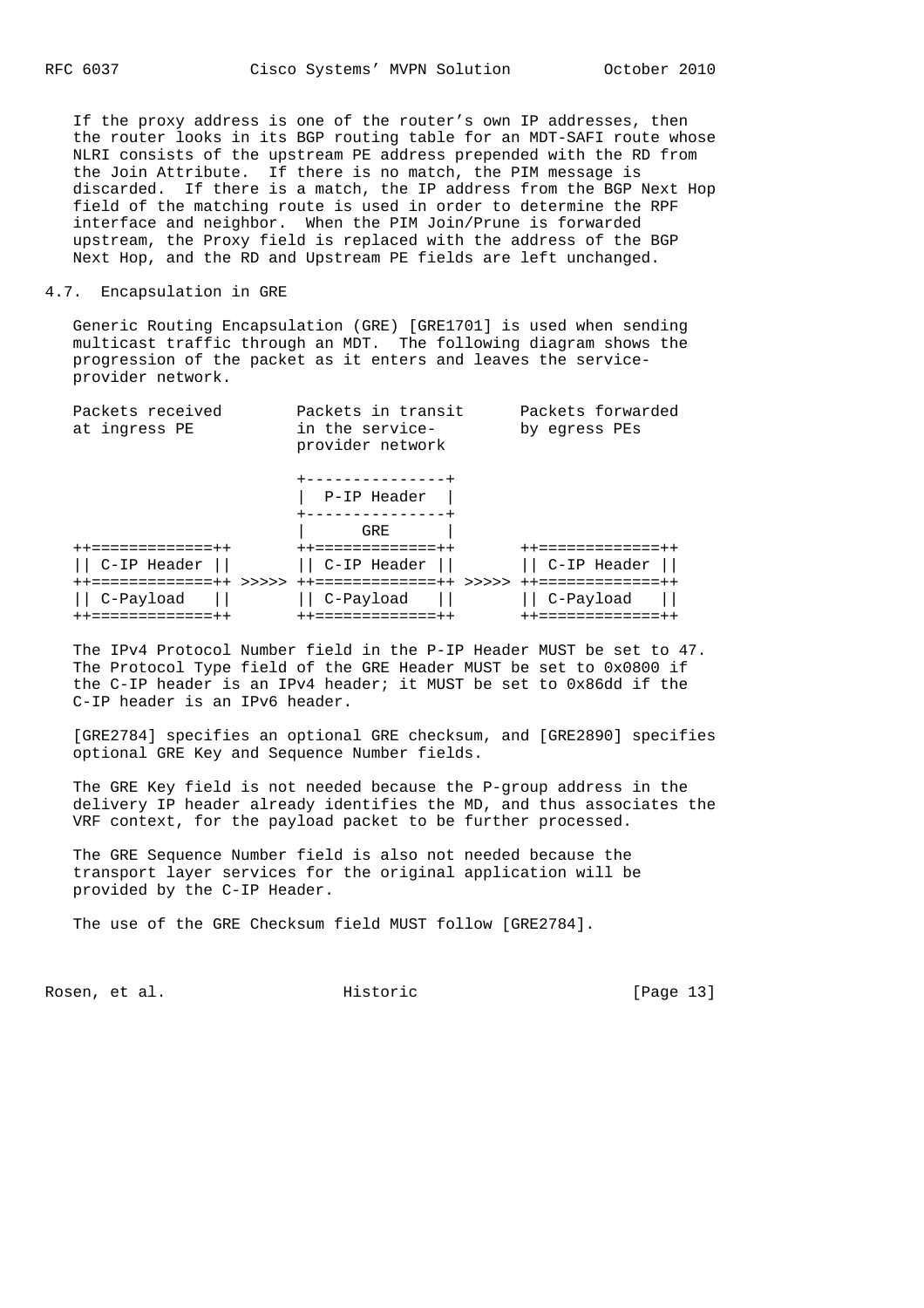If the proxy address is one of the router's own IP addresses, then the router looks in its BGP routing table for an MDT-SAFI route whose NLRI consists of the upstream PE address prepended with the RD from the Join Attribute. If there is no match, the PIM message is discarded. If there is a match, the IP address from the BGP Next Hop field of the matching route is used in order to determine the RPF interface and neighbor. When the PIM Join/Prune is forwarded upstream, the Proxy field is replaced with the address of the BGP Next Hop, and the RD and Upstream PE fields are left unchanged.

## 4.7. Encapsulation in GRE

Generic Routing Encapsulation (GRE) [GRE1701] is used when sending multicast traffic through an MDT. The following diagram shows the progression of the packet as it enters and leaves the service-provider network.

```
Packets received        Packets in transit      Packets forwarded
at ingress PE           in the service-         by egress PEs
                        provider network

                        +---------------+
                        |  P-IP Header  |
                        +---------------+
                        |      GRE      |
++=============++       ++=============++       ++=============++
|| C-IP Header ||       || C-IP Header ||       || C-IP Header ||
++=============++ >>>>> ++=============++ >>>>> ++=============++
|| C-Payload   ||       || C-Payload   ||       || C-Payload   ||
++=============++       ++=============++       ++=============++
```

The IPv4 Protocol Number field in the P-IP Header MUST be set to 47. The Protocol Type field of the GRE Header MUST be set to 0x0800 if the C-IP header is an IPv4 header; it MUST be set to 0x86dd if the C-IP header is an IPv6 header.

[GRE2784] specifies an optional GRE checksum, and [GRE2890] specifies optional GRE Key and Sequence Number fields.

The GRE Key field is not needed because the P-group address in the delivery IP header already identifies the MD, and thus associates the VRF context, for the payload packet to be further processed.

The GRE Sequence Number field is also not needed because the transport layer services for the original application will be provided by the C-IP Header.

The use of the GRE Checksum field MUST follow [GRE2784].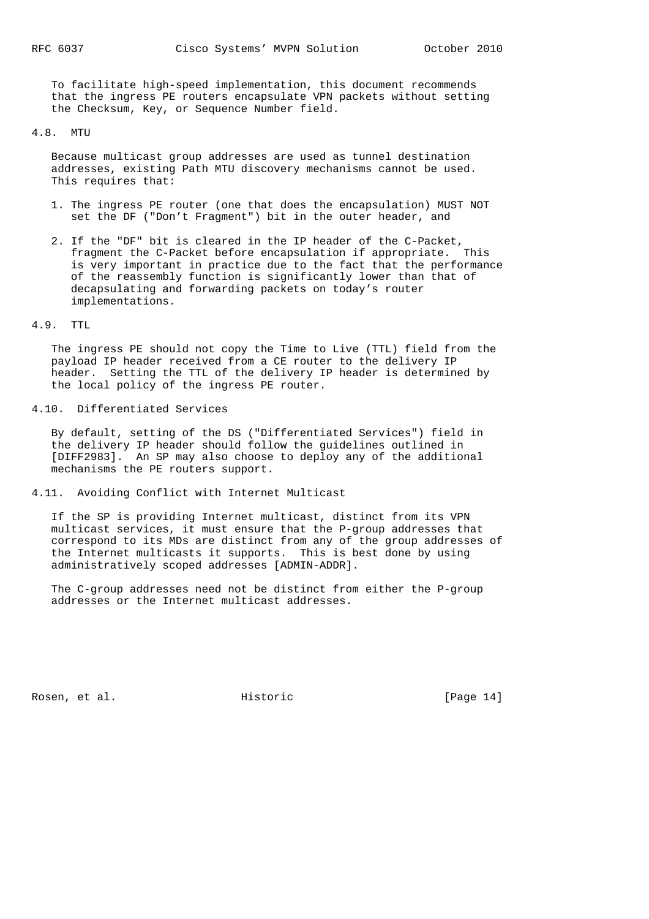To facilitate high-speed implementation, this document recommends that the ingress PE routers encapsulate VPN packets without setting the Checksum, Key, or Sequence Number field.

## 4.8. MTU

Because multicast group addresses are used as tunnel destination addresses, existing Path MTU discovery mechanisms cannot be used. This requires that:

1. The ingress PE router (one that does the encapsulation) MUST NOT set the DF ("Don't Fragment") bit in the outer header, and

2. If the "DF" bit is cleared in the IP header of the C-Packet, fragment the C-Packet before encapsulation if appropriate. This is very important in practice due to the fact that the performance of the reassembly function is significantly lower than that of decapsulating and forwarding packets on today's router implementations.

## 4.9. TTL

The ingress PE should not copy the Time to Live (TTL) field from the payload IP header received from a CE router to the delivery IP header. Setting the TTL of the delivery IP header is determined by the local policy of the ingress PE router.

## 4.10. Differentiated Services

By default, setting of the DS ("Differentiated Services") field in the delivery IP header should follow the guidelines outlined in [DIFF2983]. An SP may also choose to deploy any of the additional mechanisms the PE routers support.

## 4.11. Avoiding Conflict with Internet Multicast

If the SP is providing Internet multicast, distinct from its VPN multicast services, it must ensure that the P-group addresses that correspond to its MDs are distinct from any of the group addresses of the Internet multicasts it supports. This is best done by using administratively scoped addresses [ADMIN-ADDR].

The C-group addresses need not be distinct from either the P-group addresses or the Internet multicast addresses.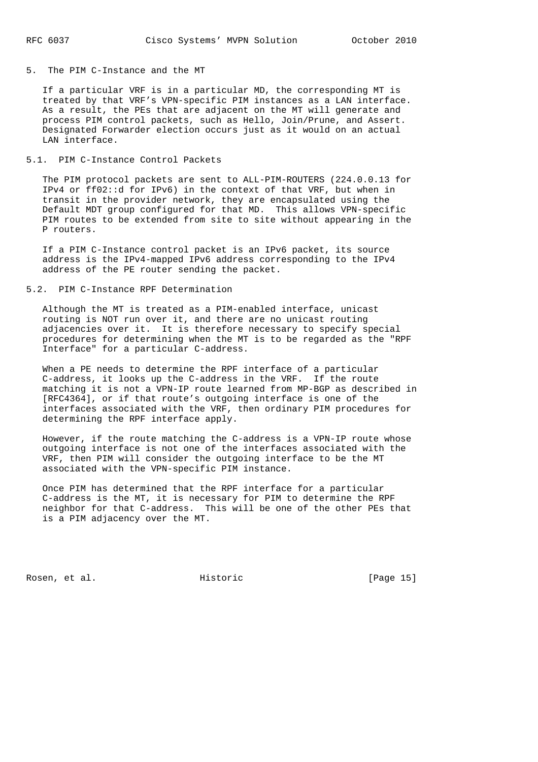## 5. The PIM C-Instance and the MT

If a particular VRF is in a particular MD, the corresponding MT is treated by that VRF's VPN-specific PIM instances as a LAN interface. As a result, the PEs that are adjacent on the MT will generate and process PIM control packets, such as Hello, Join/Prune, and Assert. Designated Forwarder election occurs just as it would on an actual LAN interface.

### 5.1. PIM C-Instance Control Packets

The PIM protocol packets are sent to ALL-PIM-ROUTERS (224.0.0.13 for IPv4 or ff02::d for IPv6) in the context of that VRF, but when in transit in the provider network, they are encapsulated using the Default MDT group configured for that MD. This allows VPN-specific PIM routes to be extended from site to site without appearing in the P routers.

If a PIM C-Instance control packet is an IPv6 packet, its source address is the IPv4-mapped IPv6 address corresponding to the IPv4 address of the PE router sending the packet.

### 5.2. PIM C-Instance RPF Determination

Although the MT is treated as a PIM-enabled interface, unicast routing is NOT run over it, and there are no unicast routing adjacencies over it. It is therefore necessary to specify special procedures for determining when the MT is to be regarded as the "RPF Interface" for a particular C-address.

When a PE needs to determine the RPF interface of a particular C-address, it looks up the C-address in the VRF. If the route matching it is not a VPN-IP route learned from MP-BGP as described in [RFC4364], or if that route's outgoing interface is one of the interfaces associated with the VRF, then ordinary PIM procedures for determining the RPF interface apply.

However, if the route matching the C-address is a VPN-IP route whose outgoing interface is not one of the interfaces associated with the VRF, then PIM will consider the outgoing interface to be the MT associated with the VPN-specific PIM instance.

Once PIM has determined that the RPF interface for a particular C-address is the MT, it is necessary for PIM to determine the RPF neighbor for that C-address. This will be one of the other PEs that is a PIM adjacency over the MT.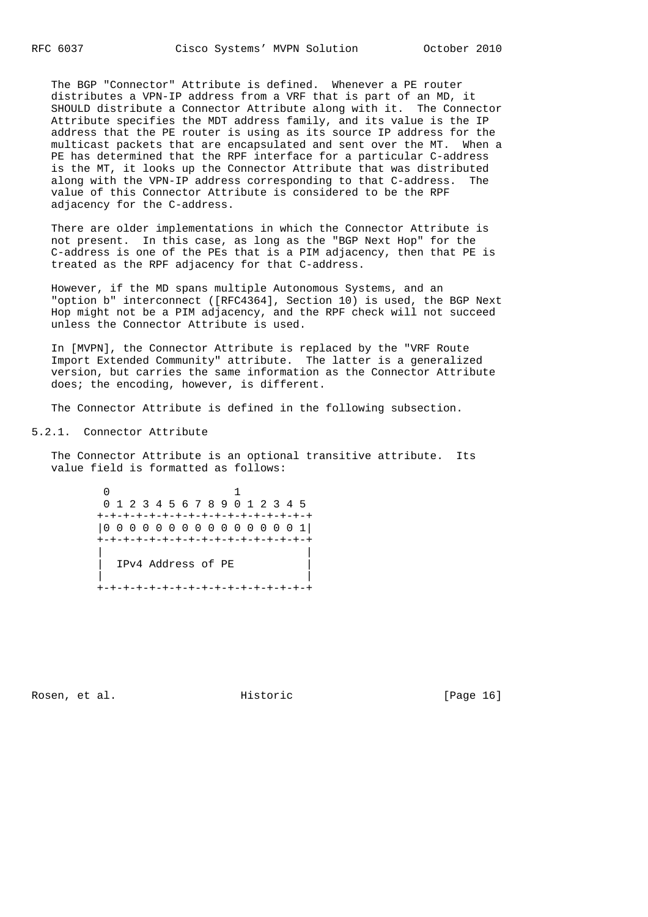The BGP "Connector" Attribute is defined. Whenever a PE router distributes a VPN-IP address from a VRF that is part of an MD, it SHOULD distribute a Connector Attribute along with it. The Connector Attribute specifies the MDT address family, and its value is the IP address that the PE router is using as its source IP address for the multicast packets that are encapsulated and sent over the MT. When a PE has determined that the RPF interface for a particular C-address is the MT, it looks up the Connector Attribute that was distributed along with the VPN-IP address corresponding to that C-address. The value of this Connector Attribute is considered to be the RPF adjacency for the C-address.

There are older implementations in which the Connector Attribute is not present. In this case, as long as the "BGP Next Hop" for the C-address is one of the PEs that is a PIM adjacency, then that PE is treated as the RPF adjacency for that C-address.

However, if the MD spans multiple Autonomous Systems, and an "option b" interconnect ([RFC4364], Section 10) is used, the BGP Next Hop might not be a PIM adjacency, and the RPF check will not succeed unless the Connector Attribute is used.

In [MVPN], the Connector Attribute is replaced by the "VRF Route Import Extended Community" attribute. The latter is a generalized version, but carries the same information as the Connector Attribute does; the encoding, however, is different.

The Connector Attribute is defined in the following subsection.

### 5.2.1. Connector Attribute

The Connector Attribute is an optional transitive attribute. Its value field is formatted as follows:

```
 0                   1
 0 1 2 3 4 5 6 7 8 9 0 1 2 3 4 5
+-+-+-+-+-+-+-+-+-+-+-+-+-+-+-+-+
|0 0 0 0 0 0 0 0 0 0 0 0 0 0 0 1|
+-+-+-+-+-+-+-+-+-+-+-+-+-+-+-+-+
|                               |
|  IPv4 Address of PE           |
|                               |
+-+-+-+-+-+-+-+-+-+-+-+-+-+-+-+-+
```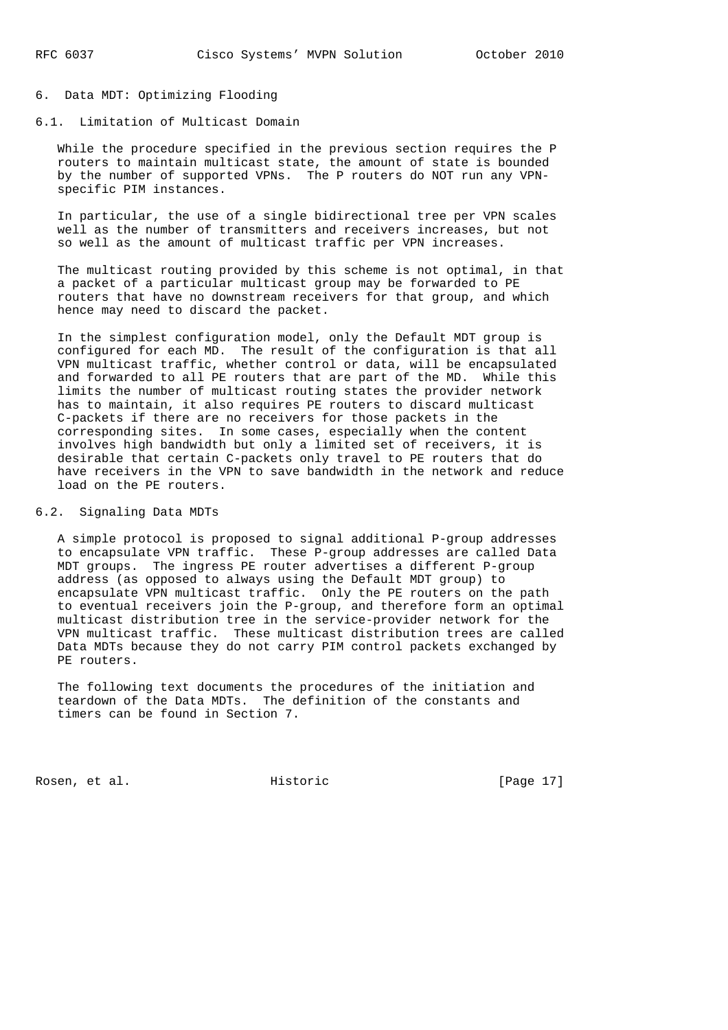## 6. Data MDT: Optimizing Flooding

### 6.1. Limitation of Multicast Domain

While the procedure specified in the previous section requires the P routers to maintain multicast state, the amount of state is bounded by the number of supported VPNs. The P routers do NOT run any VPN-specific PIM instances.

In particular, the use of a single bidirectional tree per VPN scales well as the number of transmitters and receivers increases, but not so well as the amount of multicast traffic per VPN increases.

The multicast routing provided by this scheme is not optimal, in that a packet of a particular multicast group may be forwarded to PE routers that have no downstream receivers for that group, and which hence may need to discard the packet.

In the simplest configuration model, only the Default MDT group is configured for each MD. The result of the configuration is that all VPN multicast traffic, whether control or data, will be encapsulated and forwarded to all PE routers that are part of the MD. While this limits the number of multicast routing states the provider network has to maintain, it also requires PE routers to discard multicast C-packets if there are no receivers for those packets in the corresponding sites. In some cases, especially when the content involves high bandwidth but only a limited set of receivers, it is desirable that certain C-packets only travel to PE routers that do have receivers in the VPN to save bandwidth in the network and reduce load on the PE routers.

### 6.2. Signaling Data MDTs

A simple protocol is proposed to signal additional P-group addresses to encapsulate VPN traffic. These P-group addresses are called Data MDT groups. The ingress PE router advertises a different P-group address (as opposed to always using the Default MDT group) to encapsulate VPN multicast traffic. Only the PE routers on the path to eventual receivers join the P-group, and therefore form an optimal multicast distribution tree in the service-provider network for the VPN multicast traffic. These multicast distribution trees are called Data MDTs because they do not carry PIM control packets exchanged by PE routers.

The following text documents the procedures of the initiation and teardown of the Data MDTs. The definition of the constants and timers can be found in Section 7.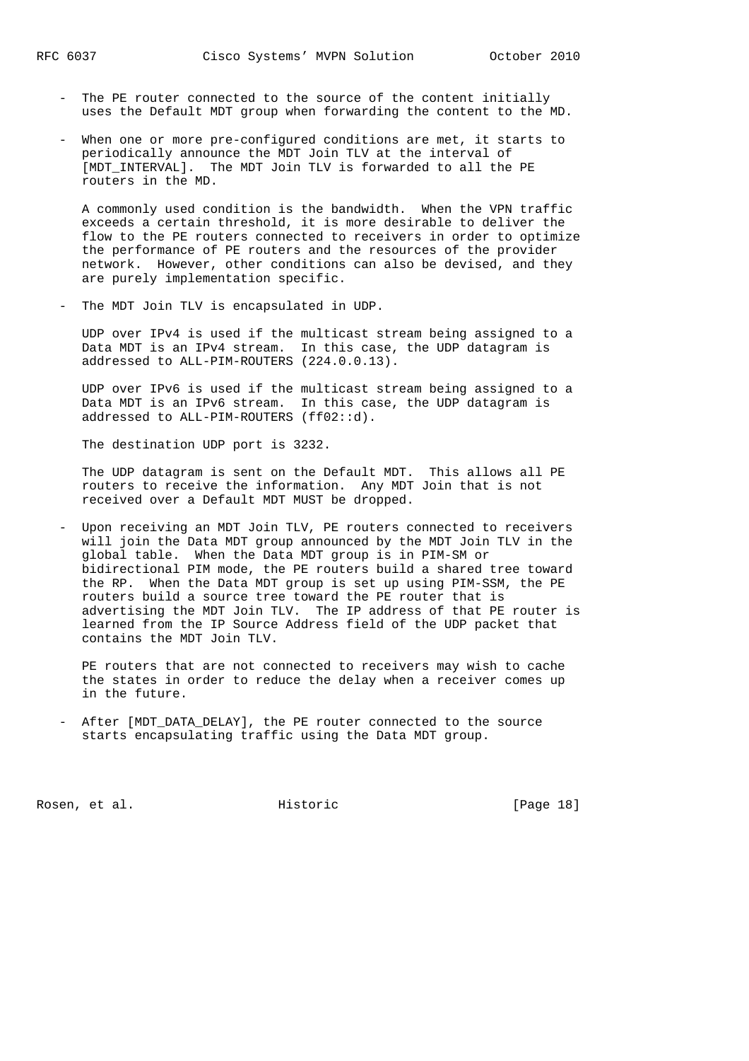- The PE router connected to the source of the content initially uses the Default MDT group when forwarding the content to the MD.

- When one or more pre-configured conditions are met, it starts to periodically announce the MDT Join TLV at the interval of [MDT_INTERVAL]. The MDT Join TLV is forwarded to all the PE routers in the MD.

  A commonly used condition is the bandwidth. When the VPN traffic exceeds a certain threshold, it is more desirable to deliver the flow to the PE routers connected to receivers in order to optimize the performance of PE routers and the resources of the provider network. However, other conditions can also be devised, and they are purely implementation specific.

- The MDT Join TLV is encapsulated in UDP.

  UDP over IPv4 is used if the multicast stream being assigned to a Data MDT is an IPv4 stream. In this case, the UDP datagram is addressed to ALL-PIM-ROUTERS (224.0.0.13).

  UDP over IPv6 is used if the multicast stream being assigned to a Data MDT is an IPv6 stream. In this case, the UDP datagram is addressed to ALL-PIM-ROUTERS (ff02::d).

  The destination UDP port is 3232.

  The UDP datagram is sent on the Default MDT. This allows all PE routers to receive the information. Any MDT Join that is not received over a Default MDT MUST be dropped.

- Upon receiving an MDT Join TLV, PE routers connected to receivers will join the Data MDT group announced by the MDT Join TLV in the global table. When the Data MDT group is in PIM-SM or bidirectional PIM mode, the PE routers build a shared tree toward the RP. When the Data MDT group is set up using PIM-SSM, the PE routers build a source tree toward the PE router that is advertising the MDT Join TLV. The IP address of that PE router is learned from the IP Source Address field of the UDP packet that contains the MDT Join TLV.

  PE routers that are not connected to receivers may wish to cache the states in order to reduce the delay when a receiver comes up in the future.

- After [MDT_DATA_DELAY], the PE router connected to the source starts encapsulating traffic using the Data MDT group.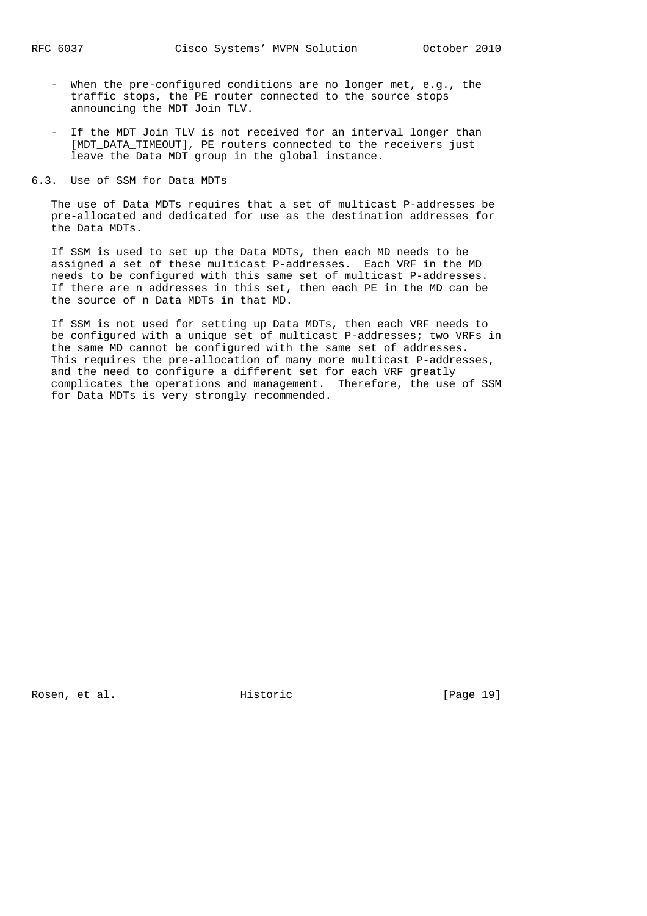- When the pre-configured conditions are no longer met, e.g., the traffic stops, the PE router connected to the source stops announcing the MDT Join TLV.

- If the MDT Join TLV is not received for an interval longer than [MDT_DATA_TIMEOUT], PE routers connected to the receivers just leave the Data MDT group in the global instance.

### 6.3. Use of SSM for Data MDTs

The use of Data MDTs requires that a set of multicast P-addresses be pre-allocated and dedicated for use as the destination addresses for the Data MDTs.

If SSM is used to set up the Data MDTs, then each MD needs to be assigned a set of these multicast P-addresses. Each VRF in the MD needs to be configured with this same set of multicast P-addresses. If there are n addresses in this set, then each PE in the MD can be the source of n Data MDTs in that MD.

If SSM is not used for setting up Data MDTs, then each VRF needs to be configured with a unique set of multicast P-addresses; two VRFs in the same MD cannot be configured with the same set of addresses. This requires the pre-allocation of many more multicast P-addresses, and the need to configure a different set for each VRF greatly complicates the operations and management. Therefore, the use of SSM for Data MDTs is very strongly recommended.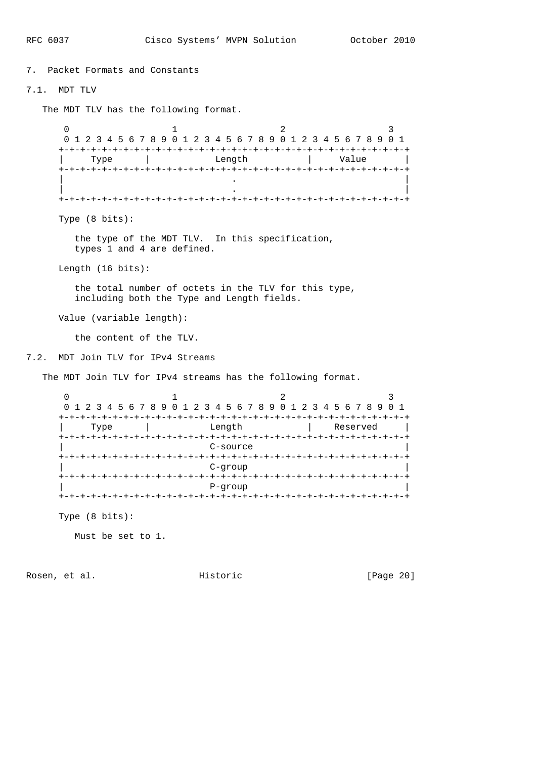## 7. Packet Formats and Constants

### 7.1. MDT TLV

The MDT TLV has the following format.

```
 0                   1                   2                   3
 0 1 2 3 4 5 6 7 8 9 0 1 2 3 4 5 6 7 8 9 0 1 2 3 4 5 6 7 8 9 0 1
+-+-+-+-+-+-+-+-+-+-+-+-+-+-+-+-+-+-+-+-+-+-+-+-+-+-+-+-+-+-+-+-+
|     Type      |            Length             |     Value     |
+-+-+-+-+-+-+-+-+-+-+-+-+-+-+-+-+-+-+-+-+-+-+-+-+-+-+-+-+-+-+-+-+
|                               .                               |
|                               .                               |
+-+-+-+-+-+-+-+-+-+-+-+-+-+-+-+-+-+-+-+-+-+-+-+-+-+-+-+-+-+-+-+-+
```

Type (8 bits):

the type of the MDT TLV. In this specification, types 1 and 4 are defined.

Length (16 bits):

the total number of octets in the TLV for this type, including both the Type and Length fields.

Value (variable length):

the content of the TLV.

### 7.2. MDT Join TLV for IPv4 Streams

The MDT Join TLV for IPv4 streams has the following format.

```
 0                   1                   2                   3
 0 1 2 3 4 5 6 7 8 9 0 1 2 3 4 5 6 7 8 9 0 1 2 3 4 5 6 7 8 9 0 1
+-+-+-+-+-+-+-+-+-+-+-+-+-+-+-+-+-+-+-+-+-+-+-+-+-+-+-+-+-+-+-+-+
|     Type      |           Length              |    Reserved   |
+-+-+-+-+-+-+-+-+-+-+-+-+-+-+-+-+-+-+-+-+-+-+-+-+-+-+-+-+-+-+-+-+
|                           C-source                            |
+-+-+-+-+-+-+-+-+-+-+-+-+-+-+-+-+-+-+-+-+-+-+-+-+-+-+-+-+-+-+-+-+
|                           C-group                             |
+-+-+-+-+-+-+-+-+-+-+-+-+-+-+-+-+-+-+-+-+-+-+-+-+-+-+-+-+-+-+-+-+
|                           P-group                             |
+-+-+-+-+-+-+-+-+-+-+-+-+-+-+-+-+-+-+-+-+-+-+-+-+-+-+-+-+-+-+-+-+
```

Type (8 bits):

Must be set to 1.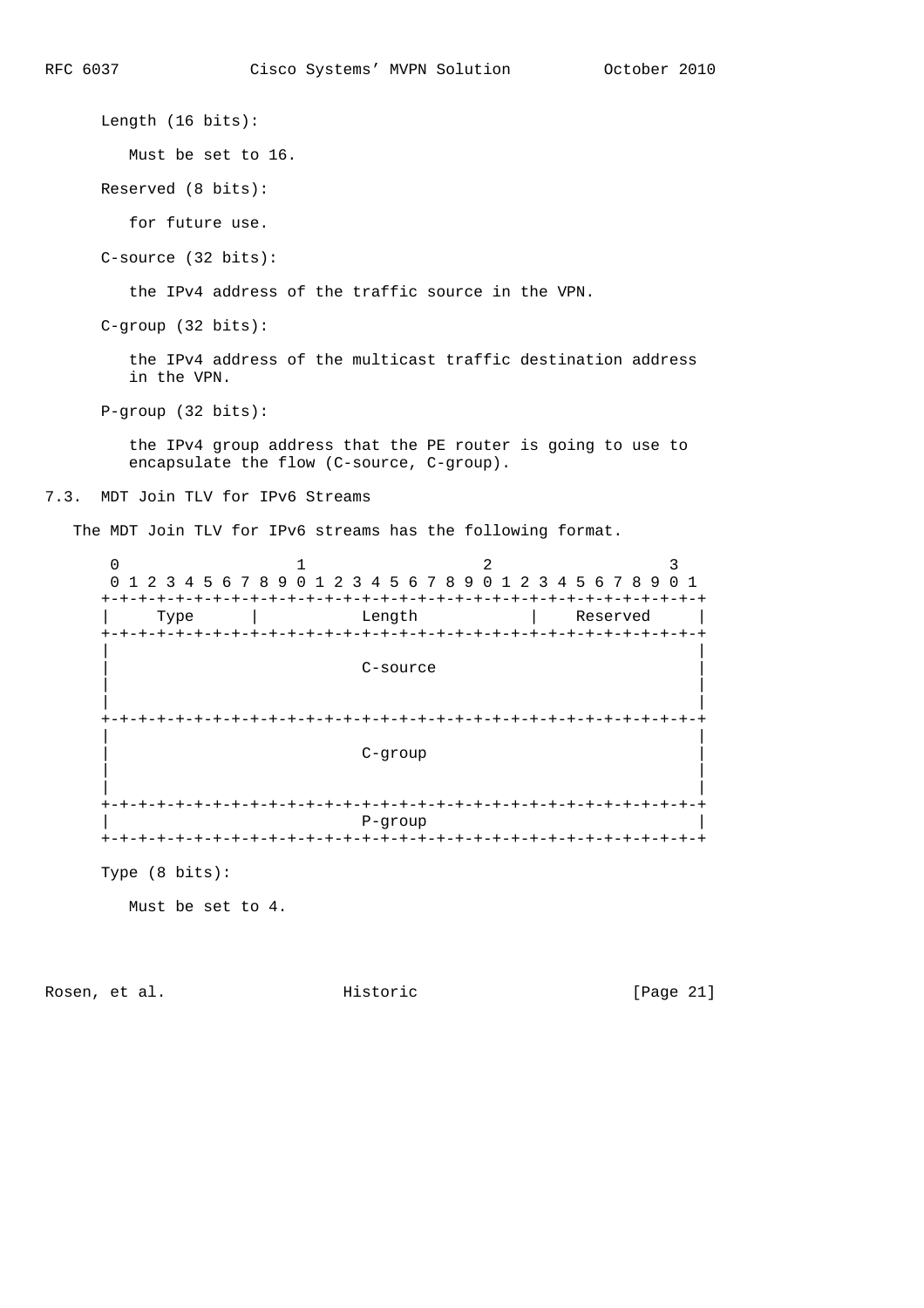Length (16 bits):

Must be set to 16.

Reserved (8 bits):

for future use.

C-source (32 bits):

the IPv4 address of the traffic source in the VPN.

C-group (32 bits):

the IPv4 address of the multicast traffic destination address in the VPN.

P-group (32 bits):

the IPv4 group address that the PE router is going to use to encapsulate the flow (C-source, C-group).

### 7.3. MDT Join TLV for IPv6 Streams

The MDT Join TLV for IPv6 streams has the following format.

```
 0                   1                   2                   3
 0 1 2 3 4 5 6 7 8 9 0 1 2 3 4 5 6 7 8 9 0 1 2 3 4 5 6 7 8 9 0 1
+-+-+-+-+-+-+-+-+-+-+-+-+-+-+-+-+-+-+-+-+-+-+-+-+-+-+-+-+-+-+-+-+
|     Type      |            Length             |    Reserved   |
+-+-+-+-+-+-+-+-+-+-+-+-+-+-+-+-+-+-+-+-+-+-+-+-+-+-+-+-+-+-+-+-+
|                                                               |
|                           C-source                            |
|                                                               |
|                                                               |
+-+-+-+-+-+-+-+-+-+-+-+-+-+-+-+-+-+-+-+-+-+-+-+-+-+-+-+-+-+-+-+-+
|                                                               |
|                           C-group                             |
|                                                               |
|                                                               |
+-+-+-+-+-+-+-+-+-+-+-+-+-+-+-+-+-+-+-+-+-+-+-+-+-+-+-+-+-+-+-+-+
|                           P-group                             |
+-+-+-+-+-+-+-+-+-+-+-+-+-+-+-+-+-+-+-+-+-+-+-+-+-+-+-+-+-+-+-+-+
```

Type (8 bits):

Must be set to 4.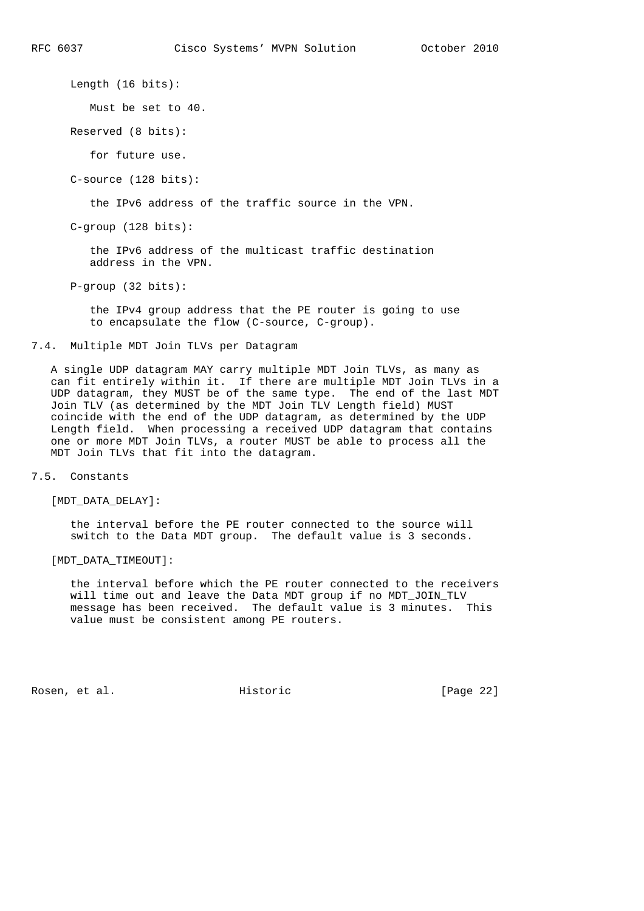Length (16 bits):

Must be set to 40.

Reserved (8 bits):

for future use.

C-source (128 bits):

the IPv6 address of the traffic source in the VPN.

C-group (128 bits):

the IPv6 address of the multicast traffic destination address in the VPN.

P-group (32 bits):

the IPv4 group address that the PE router is going to use to encapsulate the flow (C-source, C-group).

### 7.4. Multiple MDT Join TLVs per Datagram

A single UDP datagram MAY carry multiple MDT Join TLVs, as many as can fit entirely within it. If there are multiple MDT Join TLVs in a UDP datagram, they MUST be of the same type. The end of the last MDT Join TLV (as determined by the MDT Join TLV Length field) MUST coincide with the end of the UDP datagram, as determined by the UDP Length field. When processing a received UDP datagram that contains one or more MDT Join TLVs, a router MUST be able to process all the MDT Join TLVs that fit into the datagram.

### 7.5. Constants

[MDT_DATA_DELAY]:

the interval before the PE router connected to the source will switch to the Data MDT group. The default value is 3 seconds.

[MDT_DATA_TIMEOUT]:

the interval before which the PE router connected to the receivers will time out and leave the Data MDT group if no MDT_JOIN_TLV message has been received. The default value is 3 minutes. This value must be consistent among PE routers.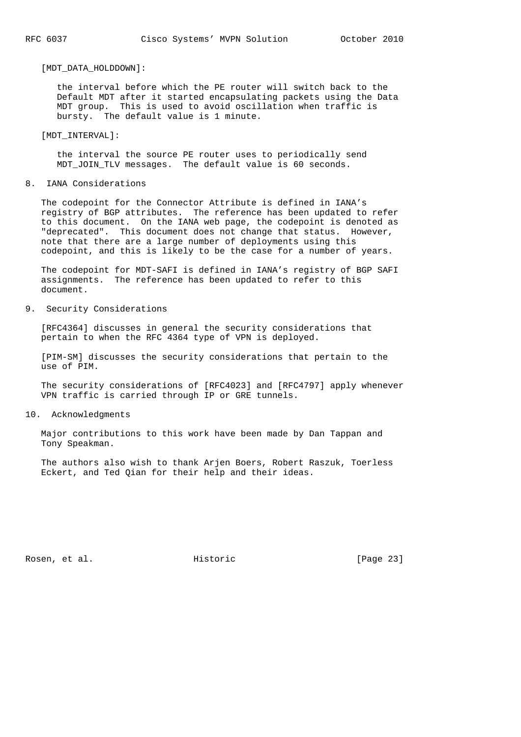[MDT_DATA_HOLDDOWN]:

the interval before which the PE router will switch back to the Default MDT after it started encapsulating packets using the Data MDT group. This is used to avoid oscillation when traffic is bursty. The default value is 1 minute.

[MDT_INTERVAL]:

the interval the source PE router uses to periodically send MDT_JOIN_TLV messages. The default value is 60 seconds.

## 8. IANA Considerations

The codepoint for the Connector Attribute is defined in IANA's registry of BGP attributes. The reference has been updated to refer to this document. On the IANA web page, the codepoint is denoted as "deprecated". This document does not change that status. However, note that there are a large number of deployments using this codepoint, and this is likely to be the case for a number of years.

The codepoint for MDT-SAFI is defined in IANA's registry of BGP SAFI assignments. The reference has been updated to refer to this document.

## 9. Security Considerations

[RFC4364] discusses in general the security considerations that pertain to when the RFC 4364 type of VPN is deployed.

[PIM-SM] discusses the security considerations that pertain to the use of PIM.

The security considerations of [RFC4023] and [RFC4797] apply whenever VPN traffic is carried through IP or GRE tunnels.

## 10. Acknowledgments

Major contributions to this work have been made by Dan Tappan and Tony Speakman.

The authors also wish to thank Arjen Boers, Robert Raszuk, Toerless Eckert, and Ted Qian for their help and their ideas.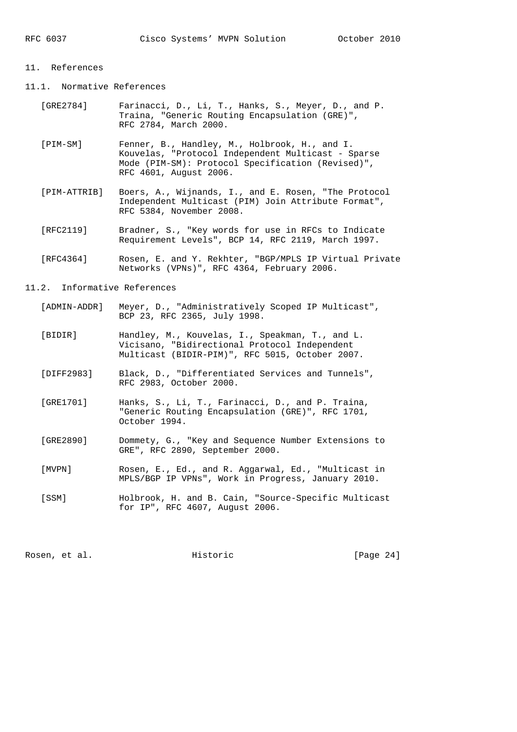## 11. References

### 11.1. Normative References

[GRE2784] Farinacci, D., Li, T., Hanks, S., Meyer, D., and P. Traina, "Generic Routing Encapsulation (GRE)", RFC 2784, March 2000.

[PIM-SM] Fenner, B., Handley, M., Holbrook, H., and I. Kouvelas, "Protocol Independent Multicast - Sparse Mode (PIM-SM): Protocol Specification (Revised)", RFC 4601, August 2006.

[PIM-ATTRIB] Boers, A., Wijnands, I., and E. Rosen, "The Protocol Independent Multicast (PIM) Join Attribute Format", RFC 5384, November 2008.

[RFC2119] Bradner, S., "Key words for use in RFCs to Indicate Requirement Levels", BCP 14, RFC 2119, March 1997.

[RFC4364] Rosen, E. and Y. Rekhter, "BGP/MPLS IP Virtual Private Networks (VPNs)", RFC 4364, February 2006.

### 11.2. Informative References

[ADMIN-ADDR] Meyer, D., "Administratively Scoped IP Multicast", BCP 23, RFC 2365, July 1998.

[BIDIR] Handley, M., Kouvelas, I., Speakman, T., and L. Vicisano, "Bidirectional Protocol Independent Multicast (BIDIR-PIM)", RFC 5015, October 2007.

[DIFF2983] Black, D., "Differentiated Services and Tunnels", RFC 2983, October 2000.

[GRE1701] Hanks, S., Li, T., Farinacci, D., and P. Traina, "Generic Routing Encapsulation (GRE)", RFC 1701, October 1994.

[GRE2890] Dommety, G., "Key and Sequence Number Extensions to GRE", RFC 2890, September 2000.

[MVPN] Rosen, E., Ed., and R. Aggarwal, Ed., "Multicast in MPLS/BGP IP VPNs", Work in Progress, January 2010.

[SSM] Holbrook, H. and B. Cain, "Source-Specific Multicast for IP", RFC 4607, August 2006.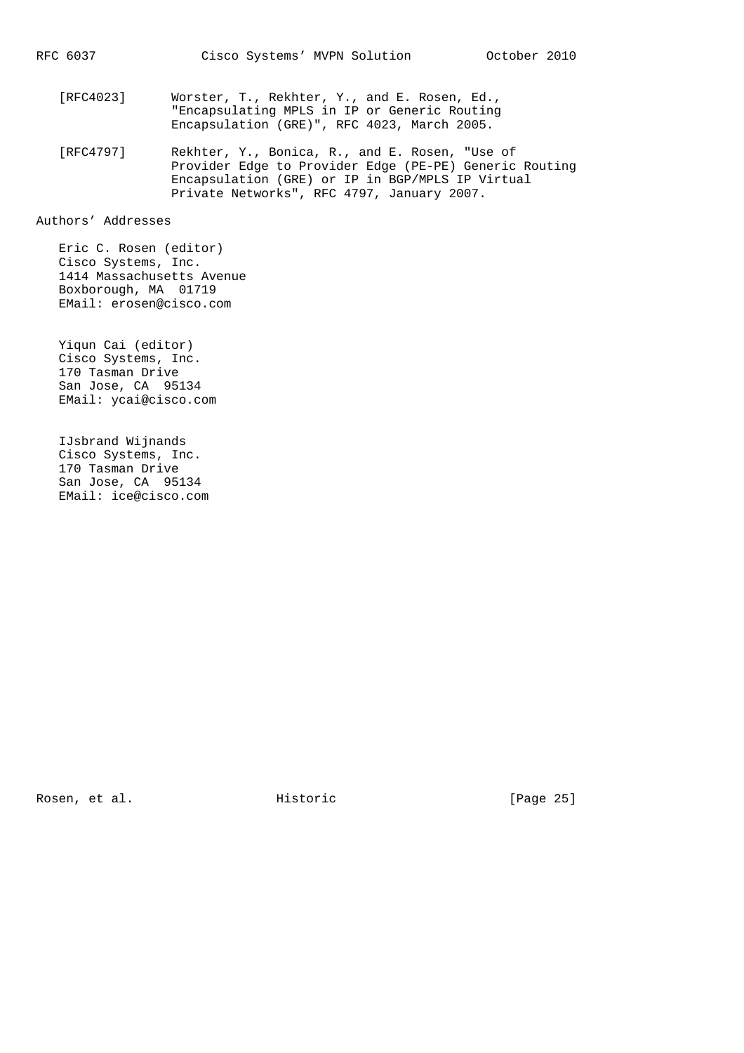[RFC4023] Worster, T., Rekhter, Y., and E. Rosen, Ed., "Encapsulating MPLS in IP or Generic Routing Encapsulation (GRE)", RFC 4023, March 2005.

[RFC4797] Rekhter, Y., Bonica, R., and E. Rosen, "Use of Provider Edge to Provider Edge (PE-PE) Generic Routing Encapsulation (GRE) or IP in BGP/MPLS IP Virtual Private Networks", RFC 4797, January 2007.

## Authors' Addresses

Eric C. Rosen (editor)
Cisco Systems, Inc.
1414 Massachusetts Avenue
Boxborough, MA 01719
EMail: erosen@cisco.com

Yiqun Cai (editor)
Cisco Systems, Inc.
170 Tasman Drive
San Jose, CA 95134
EMail: ycai@cisco.com

IJsbrand Wijnands
Cisco Systems, Inc.
170 Tasman Drive
San Jose, CA 95134
EMail: ice@cisco.com